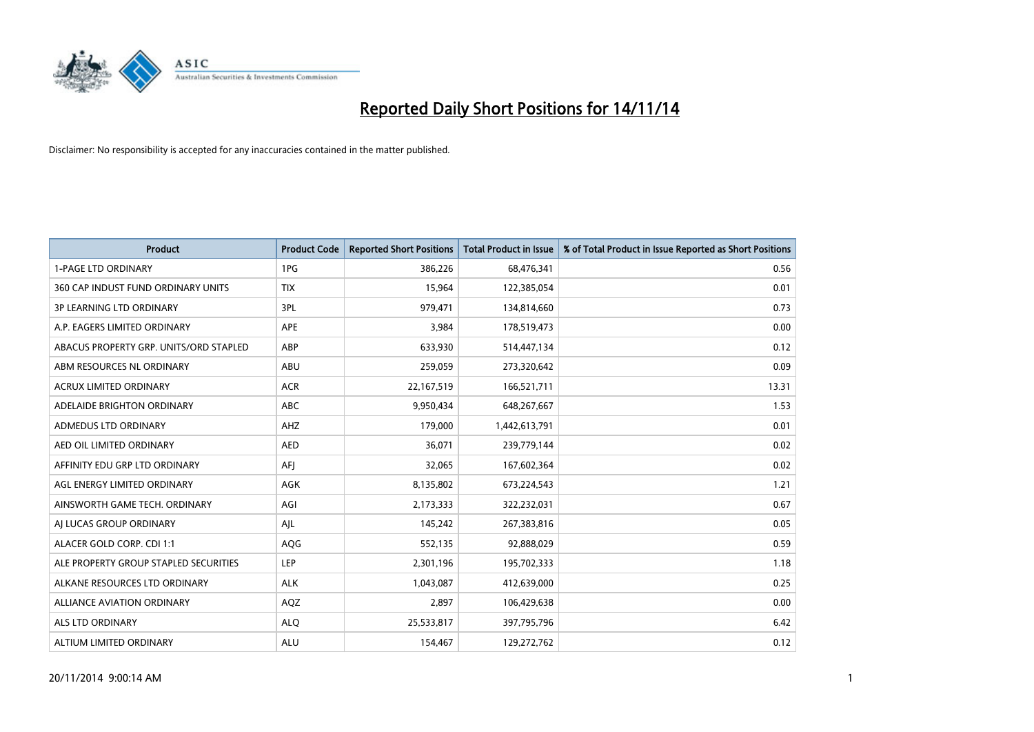# Reported Daily Short Positions for 14/11/14

Disclaimer: No responsibility is accepted for any inaccuracies contained in the matter published.

| Product | Product Code | Reported Short Positions | Total Product in Issue | % of Total Product in Issue Reported as Short Positions |
|---|---|---|---|---|
| 1-PAGE LTD ORDINARY | 1PG | 386,226 | 68,476,341 | 0.56 |
| 360 CAP INDUST FUND ORDINARY UNITS | TIX | 15,964 | 122,385,054 | 0.01 |
| 3P LEARNING LTD ORDINARY | 3PL | 979,471 | 134,814,660 | 0.73 |
| A.P. EAGERS LIMITED ORDINARY | APE | 3,984 | 178,519,473 | 0.00 |
| ABACUS PROPERTY GRP. UNITS/ORD STAPLED | ABP | 633,930 | 514,447,134 | 0.12 |
| ABM RESOURCES NL ORDINARY | ABU | 259,059 | 273,320,642 | 0.09 |
| ACRUX LIMITED ORDINARY | ACR | 22,167,519 | 166,521,711 | 13.31 |
| ADELAIDE BRIGHTON ORDINARY | ABC | 9,950,434 | 648,267,667 | 1.53 |
| ADMEDUS LTD ORDINARY | AHZ | 179,000 | 1,442,613,791 | 0.01 |
| AED OIL LIMITED ORDINARY | AED | 36,071 | 239,779,144 | 0.02 |
| AFFINITY EDU GRP LTD ORDINARY | AFJ | 32,065 | 167,602,364 | 0.02 |
| AGL ENERGY LIMITED ORDINARY | AGK | 8,135,802 | 673,224,543 | 1.21 |
| AINSWORTH GAME TECH. ORDINARY | AGI | 2,173,333 | 322,232,031 | 0.67 |
| AJ LUCAS GROUP ORDINARY | AJL | 145,242 | 267,383,816 | 0.05 |
| ALACER GOLD CORP. CDI 1:1 | AQG | 552,135 | 92,888,029 | 0.59 |
| ALE PROPERTY GROUP STAPLED SECURITIES | LEP | 2,301,196 | 195,702,333 | 1.18 |
| ALKANE RESOURCES LTD ORDINARY | ALK | 1,043,087 | 412,639,000 | 0.25 |
| ALLIANCE AVIATION ORDINARY | AQZ | 2,897 | 106,429,638 | 0.00 |
| ALS LTD ORDINARY | ALQ | 25,533,817 | 397,795,796 | 6.42 |
| ALTIUM LIMITED ORDINARY | ALU | 154,467 | 129,272,762 | 0.12 |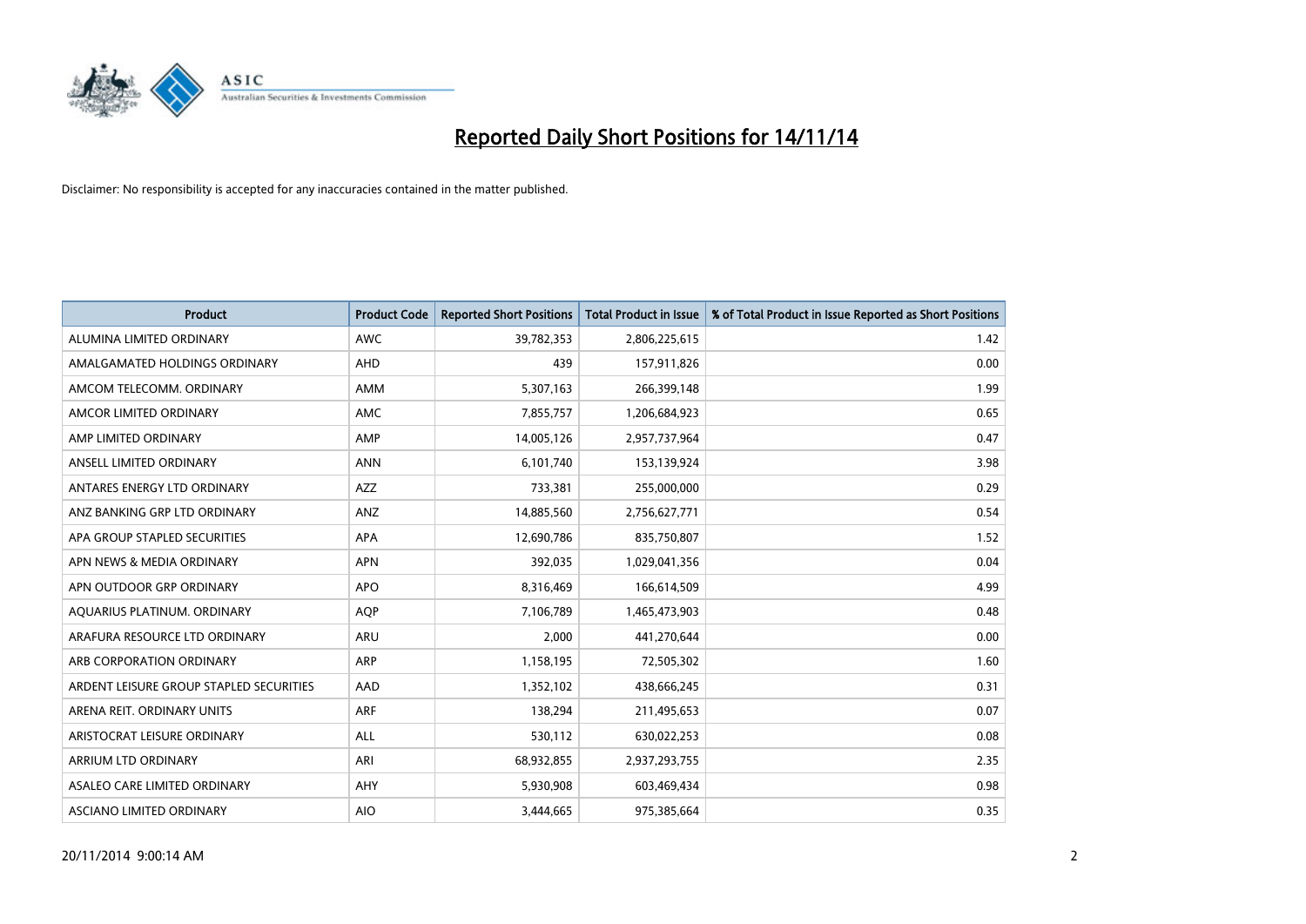# Reported Daily Short Positions for 14/11/14

Disclaimer: No responsibility is accepted for any inaccuracies contained in the matter published.

| Product | Product Code | Reported Short Positions | Total Product in Issue | % of Total Product in Issue Reported as Short Positions |
|---|---|---|---|---|
| ALUMINA LIMITED ORDINARY | AWC | 39,782,353 | 2,806,225,615 | 1.42 |
| AMALGAMATED HOLDINGS ORDINARY | AHD | 439 | 157,911,826 | 0.00 |
| AMCOM TELECOMM. ORDINARY | AMM | 5,307,163 | 266,399,148 | 1.99 |
| AMCOR LIMITED ORDINARY | AMC | 7,855,757 | 1,206,684,923 | 0.65 |
| AMP LIMITED ORDINARY | AMP | 14,005,126 | 2,957,737,964 | 0.47 |
| ANSELL LIMITED ORDINARY | ANN | 6,101,740 | 153,139,924 | 3.98 |
| ANTARES ENERGY LTD ORDINARY | AZZ | 733,381 | 255,000,000 | 0.29 |
| ANZ BANKING GRP LTD ORDINARY | ANZ | 14,885,560 | 2,756,627,771 | 0.54 |
| APA GROUP STAPLED SECURITIES | APA | 12,690,786 | 835,750,807 | 1.52 |
| APN NEWS & MEDIA ORDINARY | APN | 392,035 | 1,029,041,356 | 0.04 |
| APN OUTDOOR GRP ORDINARY | APO | 8,316,469 | 166,614,509 | 4.99 |
| AQUARIUS PLATINUM. ORDINARY | AQP | 7,106,789 | 1,465,473,903 | 0.48 |
| ARAFURA RESOURCE LTD ORDINARY | ARU | 2,000 | 441,270,644 | 0.00 |
| ARB CORPORATION ORDINARY | ARP | 1,158,195 | 72,505,302 | 1.60 |
| ARDENT LEISURE GROUP STAPLED SECURITIES | AAD | 1,352,102 | 438,666,245 | 0.31 |
| ARENA REIT. ORDINARY UNITS | ARF | 138,294 | 211,495,653 | 0.07 |
| ARISTOCRAT LEISURE ORDINARY | ALL | 530,112 | 630,022,253 | 0.08 |
| ARRIUM LTD ORDINARY | ARI | 68,932,855 | 2,937,293,755 | 2.35 |
| ASALEO CARE LIMITED ORDINARY | AHY | 5,930,908 | 603,469,434 | 0.98 |
| ASCIANO LIMITED ORDINARY | AIO | 3,444,665 | 975,385,664 | 0.35 |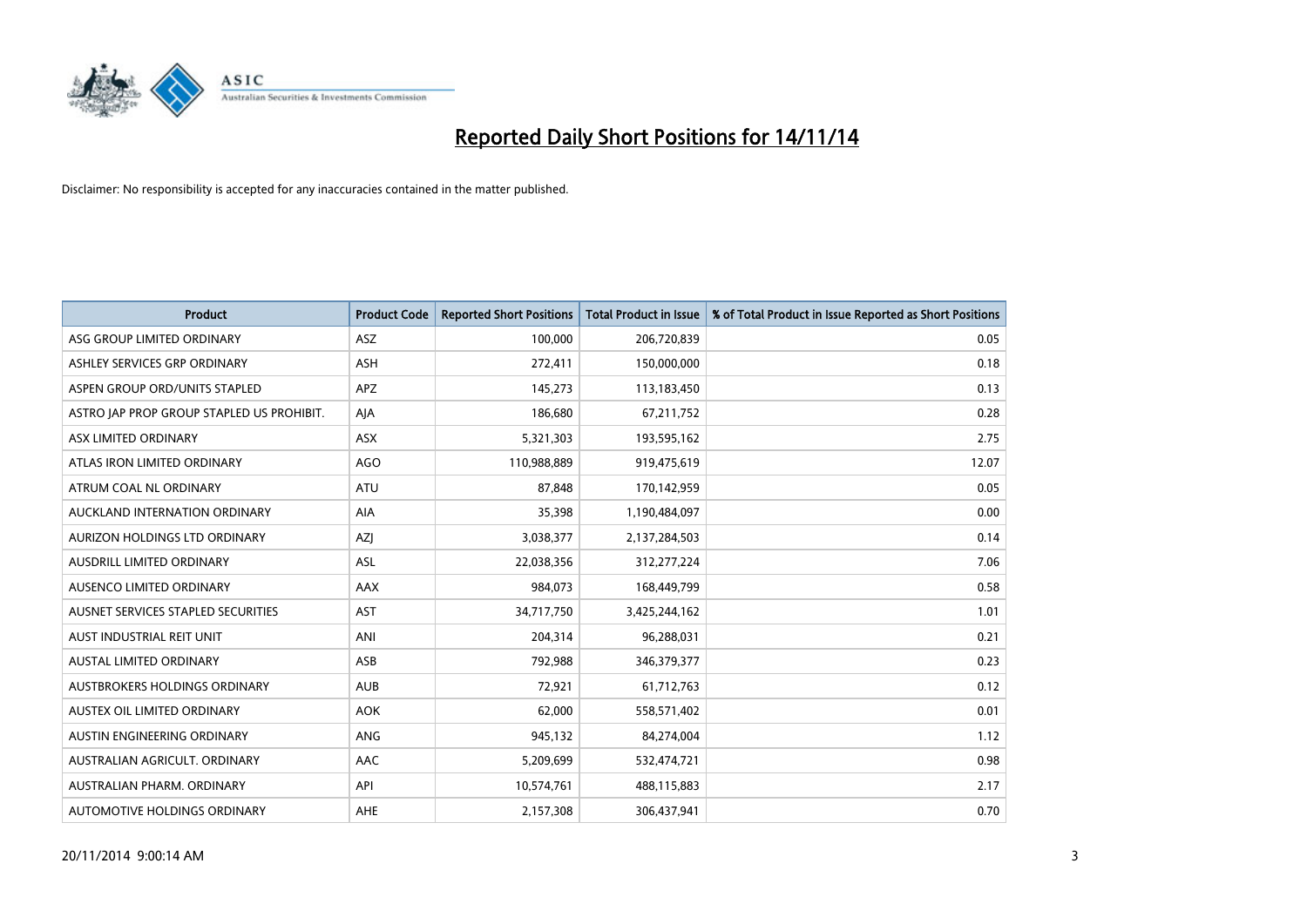# Reported Daily Short Positions for 14/11/14

Disclaimer: No responsibility is accepted for any inaccuracies contained in the matter published.

| Product | Product Code | Reported Short Positions | Total Product in Issue | % of Total Product in Issue Reported as Short Positions |
|---|---|---|---|---|
| ASG GROUP LIMITED ORDINARY | ASZ | 100,000 | 206,720,839 | 0.05 |
| ASHLEY SERVICES GRP ORDINARY | ASH | 272,411 | 150,000,000 | 0.18 |
| ASPEN GROUP ORD/UNITS STAPLED | APZ | 145,273 | 113,183,450 | 0.13 |
| ASTRO JAP PROP GROUP STAPLED US PROHIBIT. | AJA | 186,680 | 67,211,752 | 0.28 |
| ASX LIMITED ORDINARY | ASX | 5,321,303 | 193,595,162 | 2.75 |
| ATLAS IRON LIMITED ORDINARY | AGO | 110,988,889 | 919,475,619 | 12.07 |
| ATRUM COAL NL ORDINARY | ATU | 87,848 | 170,142,959 | 0.05 |
| AUCKLAND INTERNATION ORDINARY | AIA | 35,398 | 1,190,484,097 | 0.00 |
| AURIZON HOLDINGS LTD ORDINARY | AZJ | 3,038,377 | 2,137,284,503 | 0.14 |
| AUSDRILL LIMITED ORDINARY | ASL | 22,038,356 | 312,277,224 | 7.06 |
| AUSENCO LIMITED ORDINARY | AAX | 984,073 | 168,449,799 | 0.58 |
| AUSNET SERVICES STAPLED SECURITIES | AST | 34,717,750 | 3,425,244,162 | 1.01 |
| AUST INDUSTRIAL REIT UNIT | ANI | 204,314 | 96,288,031 | 0.21 |
| AUSTAL LIMITED ORDINARY | ASB | 792,988 | 346,379,377 | 0.23 |
| AUSTBROKERS HOLDINGS ORDINARY | AUB | 72,921 | 61,712,763 | 0.12 |
| AUSTEX OIL LIMITED ORDINARY | AOK | 62,000 | 558,571,402 | 0.01 |
| AUSTIN ENGINEERING ORDINARY | ANG | 945,132 | 84,274,004 | 1.12 |
| AUSTRALIAN AGRICULT. ORDINARY | AAC | 5,209,699 | 532,474,721 | 0.98 |
| AUSTRALIAN PHARM. ORDINARY | API | 10,574,761 | 488,115,883 | 2.17 |
| AUTOMOTIVE HOLDINGS ORDINARY | AHE | 2,157,308 | 306,437,941 | 0.70 |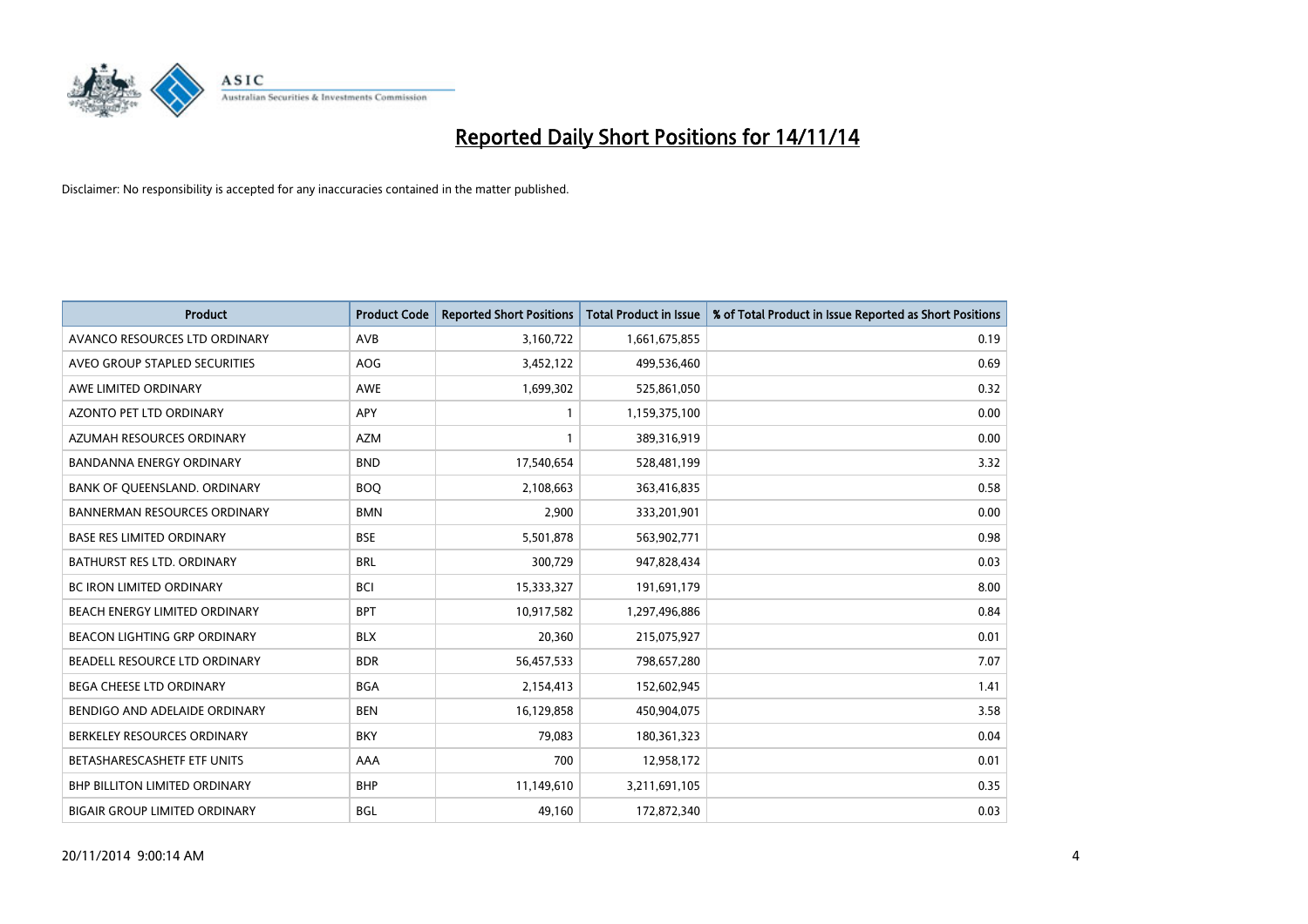# Reported Daily Short Positions for 14/11/14

Disclaimer: No responsibility is accepted for any inaccuracies contained in the matter published.

| Product | Product Code | Reported Short Positions | Total Product in Issue | % of Total Product in Issue Reported as Short Positions |
|---|---|---|---|---|
| AVANCO RESOURCES LTD ORDINARY | AVB | 3,160,722 | 1,661,675,855 | 0.19 |
| AVEO GROUP STAPLED SECURITIES | AOG | 3,452,122 | 499,536,460 | 0.69 |
| AWE LIMITED ORDINARY | AWE | 1,699,302 | 525,861,050 | 0.32 |
| AZONTO PET LTD ORDINARY | APY | 1 | 1,159,375,100 | 0.00 |
| AZUMAH RESOURCES ORDINARY | AZM | 1 | 389,316,919 | 0.00 |
| BANDANNA ENERGY ORDINARY | BND | 17,540,654 | 528,481,199 | 3.32 |
| BANK OF QUEENSLAND. ORDINARY | BOQ | 2,108,663 | 363,416,835 | 0.58 |
| BANNERMAN RESOURCES ORDINARY | BMN | 2,900 | 333,201,901 | 0.00 |
| BASE RES LIMITED ORDINARY | BSE | 5,501,878 | 563,902,771 | 0.98 |
| BATHURST RES LTD. ORDINARY | BRL | 300,729 | 947,828,434 | 0.03 |
| BC IRON LIMITED ORDINARY | BCI | 15,333,327 | 191,691,179 | 8.00 |
| BEACH ENERGY LIMITED ORDINARY | BPT | 10,917,582 | 1,297,496,886 | 0.84 |
| BEACON LIGHTING GRP ORDINARY | BLX | 20,360 | 215,075,927 | 0.01 |
| BEADELL RESOURCE LTD ORDINARY | BDR | 56,457,533 | 798,657,280 | 7.07 |
| BEGA CHEESE LTD ORDINARY | BGA | 2,154,413 | 152,602,945 | 1.41 |
| BENDIGO AND ADELAIDE ORDINARY | BEN | 16,129,858 | 450,904,075 | 3.58 |
| BERKELEY RESOURCES ORDINARY | BKY | 79,083 | 180,361,323 | 0.04 |
| BETASHARESCASHETF ETF UNITS | AAA | 700 | 12,958,172 | 0.01 |
| BHP BILLITON LIMITED ORDINARY | BHP | 11,149,610 | 3,211,691,105 | 0.35 |
| BIGAIR GROUP LIMITED ORDINARY | BGL | 49,160 | 172,872,340 | 0.03 |

20/11/2014 9:00:14 AM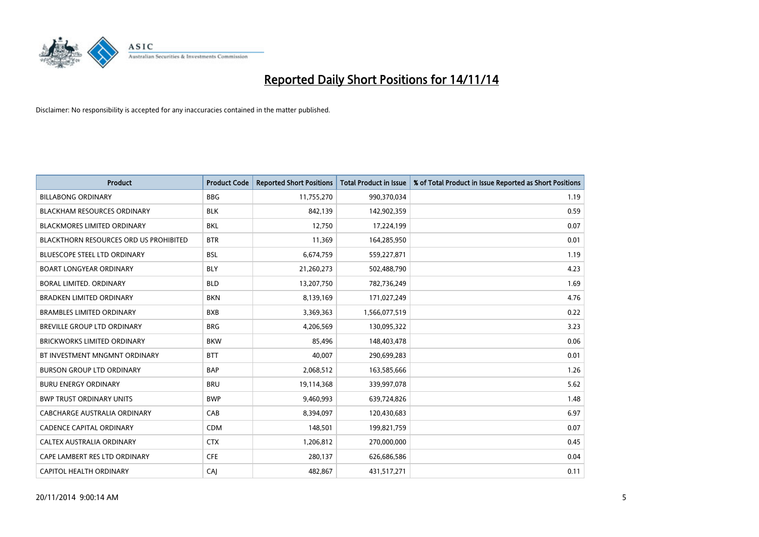# Reported Daily Short Positions for 14/11/14

Disclaimer: No responsibility is accepted for any inaccuracies contained in the matter published.

| Product | Product Code | Reported Short Positions | Total Product in Issue | % of Total Product in Issue Reported as Short Positions |
|---|---|---|---|---|
| BILLABONG ORDINARY | BBG | 11,755,270 | 990,370,034 | 1.19 |
| BLACKHAM RESOURCES ORDINARY | BLK | 842,139 | 142,902,359 | 0.59 |
| BLACKMORES LIMITED ORDINARY | BKL | 12,750 | 17,224,199 | 0.07 |
| BLACKTHORN RESOURCES ORD US PROHIBITED | BTR | 11,369 | 164,285,950 | 0.01 |
| BLUESCOPE STEEL LTD ORDINARY | BSL | 6,674,759 | 559,227,871 | 1.19 |
| BOART LONGYEAR ORDINARY | BLY | 21,260,273 | 502,488,790 | 4.23 |
| BORAL LIMITED. ORDINARY | BLD | 13,207,750 | 782,736,249 | 1.69 |
| BRADKEN LIMITED ORDINARY | BKN | 8,139,169 | 171,027,249 | 4.76 |
| BRAMBLES LIMITED ORDINARY | BXB | 3,369,363 | 1,566,077,519 | 0.22 |
| BREVILLE GROUP LTD ORDINARY | BRG | 4,206,569 | 130,095,322 | 3.23 |
| BRICKWORKS LIMITED ORDINARY | BKW | 85,496 | 148,403,478 | 0.06 |
| BT INVESTMENT MNGMNT ORDINARY | BTT | 40,007 | 290,699,283 | 0.01 |
| BURSON GROUP LTD ORDINARY | BAP | 2,068,512 | 163,585,666 | 1.26 |
| BURU ENERGY ORDINARY | BRU | 19,114,368 | 339,997,078 | 5.62 |
| BWP TRUST ORDINARY UNITS | BWP | 9,460,993 | 639,724,826 | 1.48 |
| CABCHARGE AUSTRALIA ORDINARY | CAB | 8,394,097 | 120,430,683 | 6.97 |
| CADENCE CAPITAL ORDINARY | CDM | 148,501 | 199,821,759 | 0.07 |
| CALTEX AUSTRALIA ORDINARY | CTX | 1,206,812 | 270,000,000 | 0.45 |
| CAPE LAMBERT RES LTD ORDINARY | CFE | 280,137 | 626,686,586 | 0.04 |
| CAPITOL HEALTH ORDINARY | CAJ | 482,867 | 431,517,271 | 0.11 |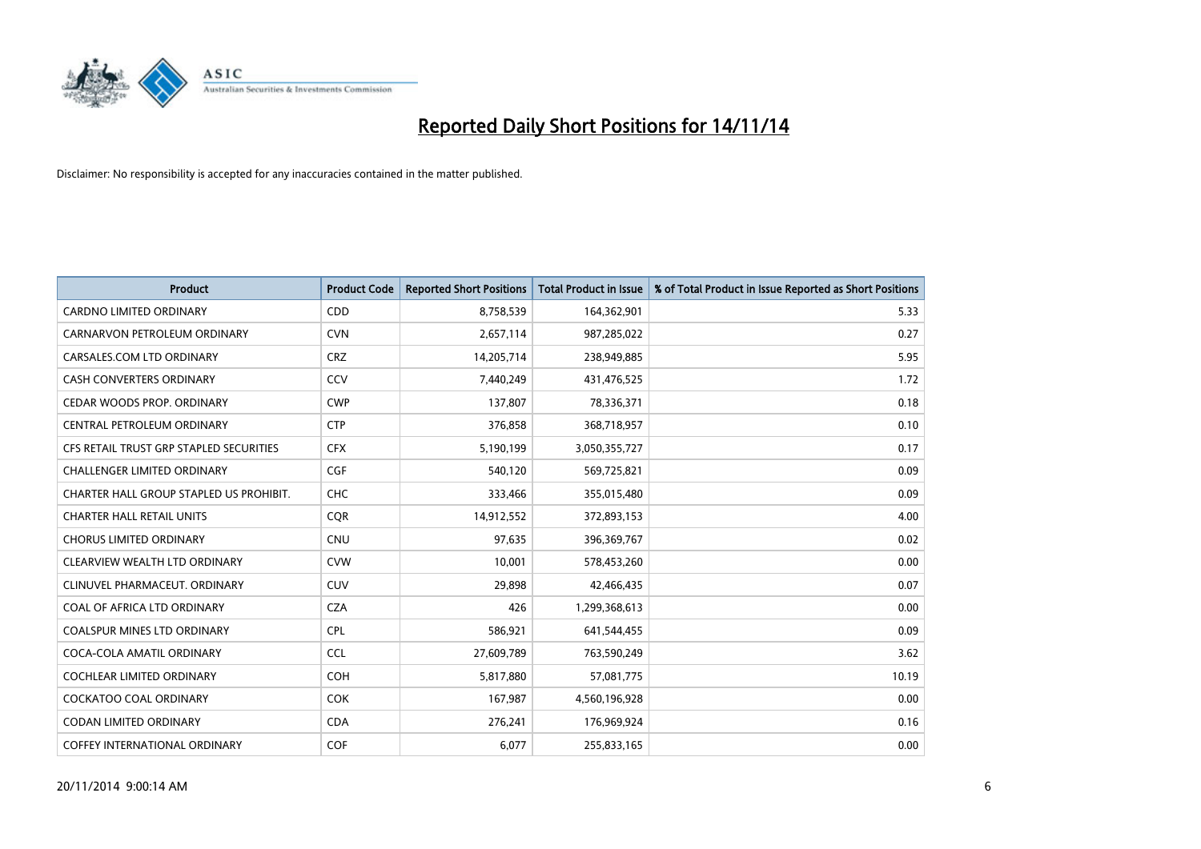# Reported Daily Short Positions for 14/11/14

Disclaimer: No responsibility is accepted for any inaccuracies contained in the matter published.

| Product | Product Code | Reported Short Positions | Total Product in Issue | % of Total Product in Issue Reported as Short Positions |
|---|---|---|---|---|
| CARDNO LIMITED ORDINARY | CDD | 8,758,539 | 164,362,901 | 5.33 |
| CARNARVON PETROLEUM ORDINARY | CVN | 2,657,114 | 987,285,022 | 0.27 |
| CARSALES.COM LTD ORDINARY | CRZ | 14,205,714 | 238,949,885 | 5.95 |
| CASH CONVERTERS ORDINARY | CCV | 7,440,249 | 431,476,525 | 1.72 |
| CEDAR WOODS PROP. ORDINARY | CWP | 137,807 | 78,336,371 | 0.18 |
| CENTRAL PETROLEUM ORDINARY | CTP | 376,858 | 368,718,957 | 0.10 |
| CFS RETAIL TRUST GRP STAPLED SECURITIES | CFX | 5,190,199 | 3,050,355,727 | 0.17 |
| CHALLENGER LIMITED ORDINARY | CGF | 540,120 | 569,725,821 | 0.09 |
| CHARTER HALL GROUP STAPLED US PROHIBIT. | CHC | 333,466 | 355,015,480 | 0.09 |
| CHARTER HALL RETAIL UNITS | CQR | 14,912,552 | 372,893,153 | 4.00 |
| CHORUS LIMITED ORDINARY | CNU | 97,635 | 396,369,767 | 0.02 |
| CLEARVIEW WEALTH LTD ORDINARY | CVW | 10,001 | 578,453,260 | 0.00 |
| CLINUVEL PHARMACEUT. ORDINARY | CUV | 29,898 | 42,466,435 | 0.07 |
| COAL OF AFRICA LTD ORDINARY | CZA | 426 | 1,299,368,613 | 0.00 |
| COALSPUR MINES LTD ORDINARY | CPL | 586,921 | 641,544,455 | 0.09 |
| COCA-COLA AMATIL ORDINARY | CCL | 27,609,789 | 763,590,249 | 3.62 |
| COCHLEAR LIMITED ORDINARY | COH | 5,817,880 | 57,081,775 | 10.19 |
| COCKATOO COAL ORDINARY | COK | 167,987 | 4,560,196,928 | 0.00 |
| CODAN LIMITED ORDINARY | CDA | 276,241 | 176,969,924 | 0.16 |
| COFFEY INTERNATIONAL ORDINARY | COF | 6,077 | 255,833,165 | 0.00 |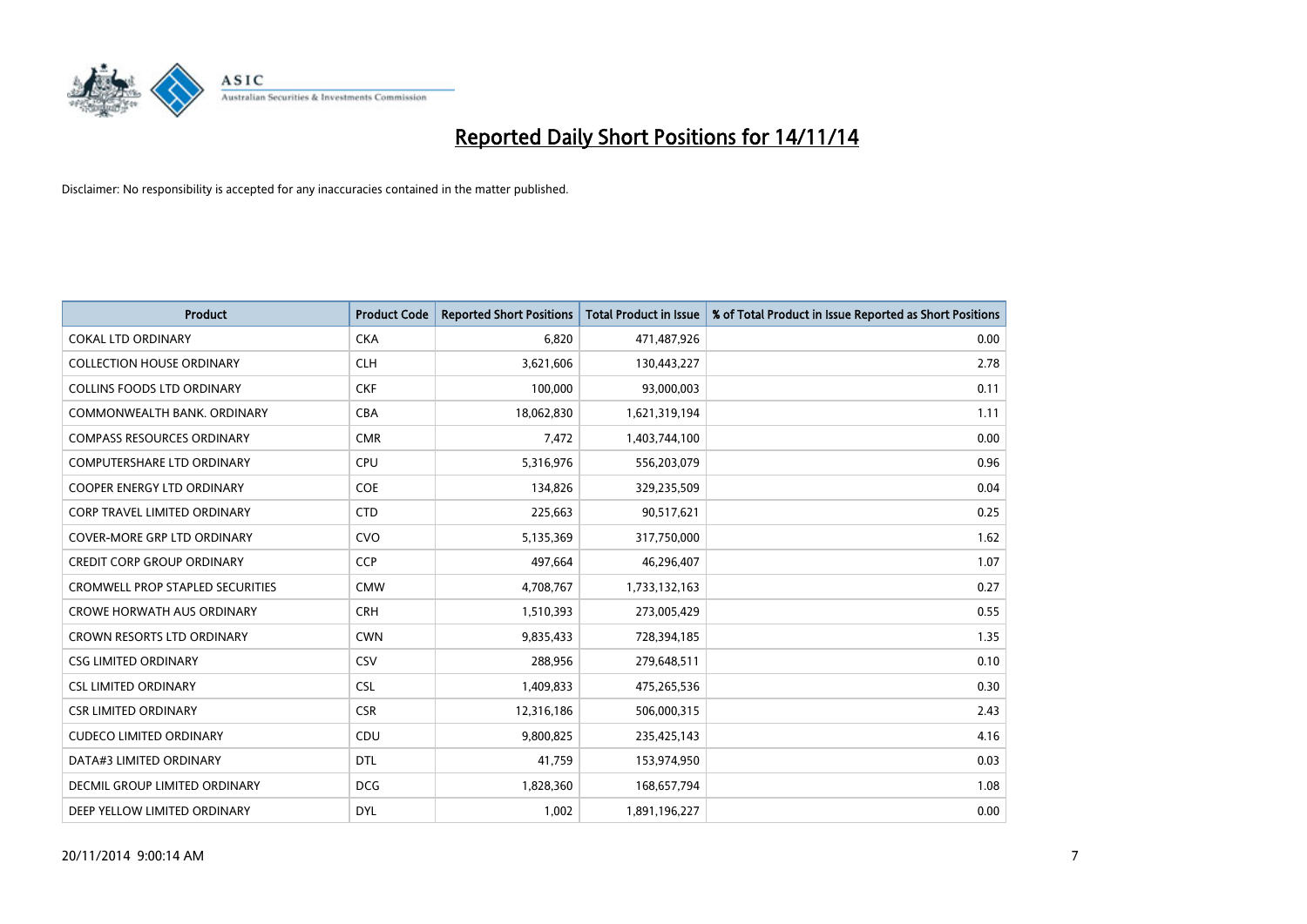# Reported Daily Short Positions for 14/11/14

Disclaimer: No responsibility is accepted for any inaccuracies contained in the matter published.

| Product | Product Code | Reported Short Positions | Total Product in Issue | % of Total Product in Issue Reported as Short Positions |
|---|---|---|---|---|
| COKAL LTD ORDINARY | CKA | 6,820 | 471,487,926 | 0.00 |
| COLLECTION HOUSE ORDINARY | CLH | 3,621,606 | 130,443,227 | 2.78 |
| COLLINS FOODS LTD ORDINARY | CKF | 100,000 | 93,000,003 | 0.11 |
| COMMONWEALTH BANK. ORDINARY | CBA | 18,062,830 | 1,621,319,194 | 1.11 |
| COMPASS RESOURCES ORDINARY | CMR | 7,472 | 1,403,744,100 | 0.00 |
| COMPUTERSHARE LTD ORDINARY | CPU | 5,316,976 | 556,203,079 | 0.96 |
| COOPER ENERGY LTD ORDINARY | COE | 134,826 | 329,235,509 | 0.04 |
| CORP TRAVEL LIMITED ORDINARY | CTD | 225,663 | 90,517,621 | 0.25 |
| COVER-MORE GRP LTD ORDINARY | CVO | 5,135,369 | 317,750,000 | 1.62 |
| CREDIT CORP GROUP ORDINARY | CCP | 497,664 | 46,296,407 | 1.07 |
| CROMWELL PROP STAPLED SECURITIES | CMW | 4,708,767 | 1,733,132,163 | 0.27 |
| CROWE HORWATH AUS ORDINARY | CRH | 1,510,393 | 273,005,429 | 0.55 |
| CROWN RESORTS LTD ORDINARY | CWN | 9,835,433 | 728,394,185 | 1.35 |
| CSG LIMITED ORDINARY | CSV | 288,956 | 279,648,511 | 0.10 |
| CSL LIMITED ORDINARY | CSL | 1,409,833 | 475,265,536 | 0.30 |
| CSR LIMITED ORDINARY | CSR | 12,316,186 | 506,000,315 | 2.43 |
| CUDECO LIMITED ORDINARY | CDU | 9,800,825 | 235,425,143 | 4.16 |
| DATA#3 LIMITED ORDINARY | DTL | 41,759 | 153,974,950 | 0.03 |
| DECMIL GROUP LIMITED ORDINARY | DCG | 1,828,360 | 168,657,794 | 1.08 |
| DEEP YELLOW LIMITED ORDINARY | DYL | 1,002 | 1,891,196,227 | 0.00 |

20/11/2014 9:00:14 AM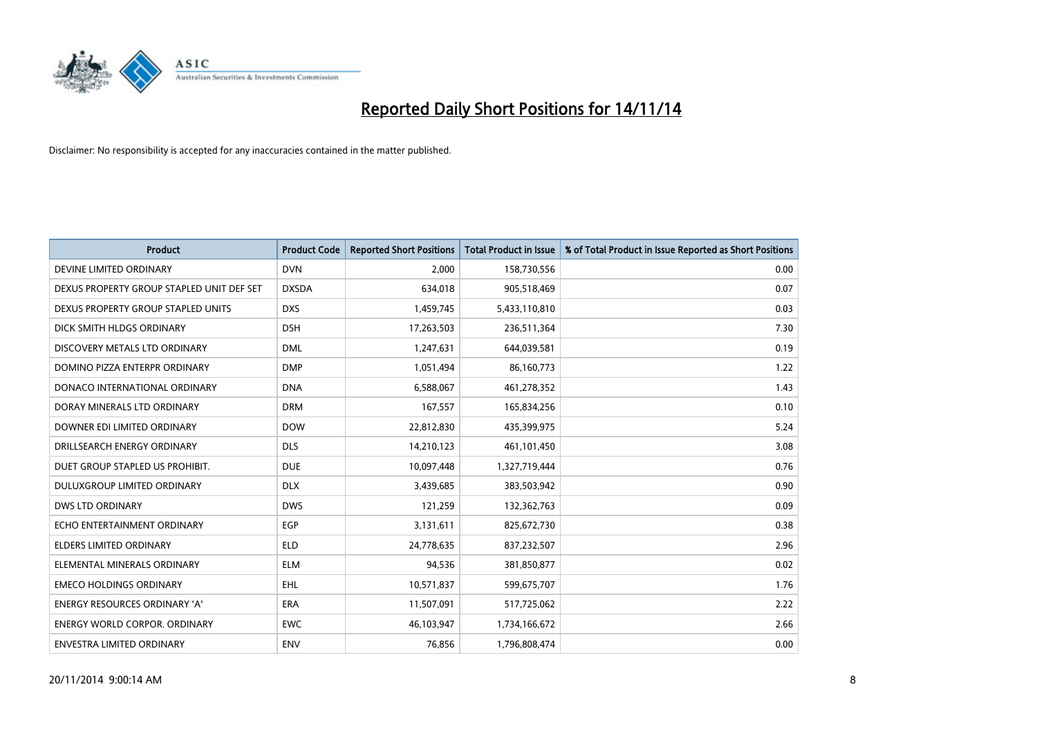# Reported Daily Short Positions for 14/11/14

Disclaimer: No responsibility is accepted for any inaccuracies contained in the matter published.

| Product | Product Code | Reported Short Positions | Total Product in Issue | % of Total Product in Issue Reported as Short Positions |
|---|---|---|---|---|
| DEVINE LIMITED ORDINARY | DVN | 2,000 | 158,730,556 | 0.00 |
| DEXUS PROPERTY GROUP STAPLED UNIT DEF SET | DXSDA | 634,018 | 905,518,469 | 0.07 |
| DEXUS PROPERTY GROUP STAPLED UNITS | DXS | 1,459,745 | 5,433,110,810 | 0.03 |
| DICK SMITH HLDGS ORDINARY | DSH | 17,263,503 | 236,511,364 | 7.30 |
| DISCOVERY METALS LTD ORDINARY | DML | 1,247,631 | 644,039,581 | 0.19 |
| DOMINO PIZZA ENTERPR ORDINARY | DMP | 1,051,494 | 86,160,773 | 1.22 |
| DONACO INTERNATIONAL ORDINARY | DNA | 6,588,067 | 461,278,352 | 1.43 |
| DORAY MINERALS LTD ORDINARY | DRM | 167,557 | 165,834,256 | 0.10 |
| DOWNER EDI LIMITED ORDINARY | DOW | 22,812,830 | 435,399,975 | 5.24 |
| DRILLSEARCH ENERGY ORDINARY | DLS | 14,210,123 | 461,101,450 | 3.08 |
| DUET GROUP STAPLED US PROHIBIT. | DUE | 10,097,448 | 1,327,719,444 | 0.76 |
| DULUXGROUP LIMITED ORDINARY | DLX | 3,439,685 | 383,503,942 | 0.90 |
| DWS LTD ORDINARY | DWS | 121,259 | 132,362,763 | 0.09 |
| ECHO ENTERTAINMENT ORDINARY | EGP | 3,131,611 | 825,672,730 | 0.38 |
| ELDERS LIMITED ORDINARY | ELD | 24,778,635 | 837,232,507 | 2.96 |
| ELEMENTAL MINERALS ORDINARY | ELM | 94,536 | 381,850,877 | 0.02 |
| EMECO HOLDINGS ORDINARY | EHL | 10,571,837 | 599,675,707 | 1.76 |
| ENERGY RESOURCES ORDINARY 'A' | ERA | 11,507,091 | 517,725,062 | 2.22 |
| ENERGY WORLD CORPOR. ORDINARY | EWC | 46,103,947 | 1,734,166,672 | 2.66 |
| ENVESTRA LIMITED ORDINARY | ENV | 76,856 | 1,796,808,474 | 0.00 |

20/11/2014 9:00:14 AM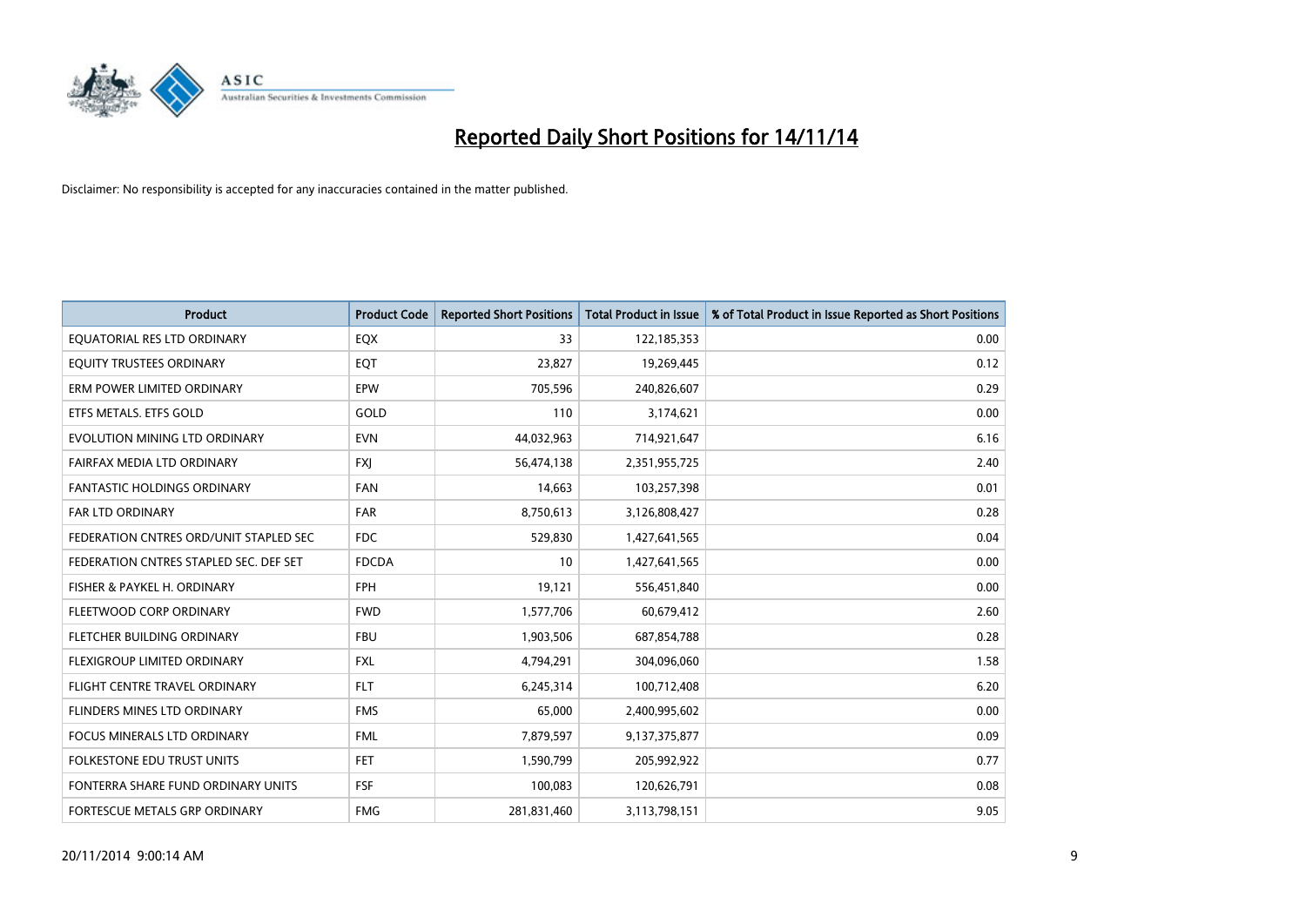# Reported Daily Short Positions for 14/11/14

Disclaimer: No responsibility is accepted for any inaccuracies contained in the matter published.

| Product | Product Code | Reported Short Positions | Total Product in Issue | % of Total Product in Issue Reported as Short Positions |
|---|---|---|---|---|
| EQUATORIAL RES LTD ORDINARY | EQX | 33 | 122,185,353 | 0.00 |
| EQUITY TRUSTEES ORDINARY | EQT | 23,827 | 19,269,445 | 0.12 |
| ERM POWER LIMITED ORDINARY | EPW | 705,596 | 240,826,607 | 0.29 |
| ETFS METALS. ETFS GOLD | GOLD | 110 | 3,174,621 | 0.00 |
| EVOLUTION MINING LTD ORDINARY | EVN | 44,032,963 | 714,921,647 | 6.16 |
| FAIRFAX MEDIA LTD ORDINARY | FXJ | 56,474,138 | 2,351,955,725 | 2.40 |
| FANTASTIC HOLDINGS ORDINARY | FAN | 14,663 | 103,257,398 | 0.01 |
| FAR LTD ORDINARY | FAR | 8,750,613 | 3,126,808,427 | 0.28 |
| FEDERATION CNTRES ORD/UNIT STAPLED SEC | FDC | 529,830 | 1,427,641,565 | 0.04 |
| FEDERATION CNTRES STAPLED SEC. DEF SET | FDCDA | 10 | 1,427,641,565 | 0.00 |
| FISHER & PAYKEL H. ORDINARY | FPH | 19,121 | 556,451,840 | 0.00 |
| FLEETWOOD CORP ORDINARY | FWD | 1,577,706 | 60,679,412 | 2.60 |
| FLETCHER BUILDING ORDINARY | FBU | 1,903,506 | 687,854,788 | 0.28 |
| FLEXIGROUP LIMITED ORDINARY | FXL | 4,794,291 | 304,096,060 | 1.58 |
| FLIGHT CENTRE TRAVEL ORDINARY | FLT | 6,245,314 | 100,712,408 | 6.20 |
| FLINDERS MINES LTD ORDINARY | FMS | 65,000 | 2,400,995,602 | 0.00 |
| FOCUS MINERALS LTD ORDINARY | FML | 7,879,597 | 9,137,375,877 | 0.09 |
| FOLKESTONE EDU TRUST UNITS | FET | 1,590,799 | 205,992,922 | 0.77 |
| FONTERRA SHARE FUND ORDINARY UNITS | FSF | 100,083 | 120,626,791 | 0.08 |
| FORTESCUE METALS GRP ORDINARY | FMG | 281,831,460 | 3,113,798,151 | 9.05 |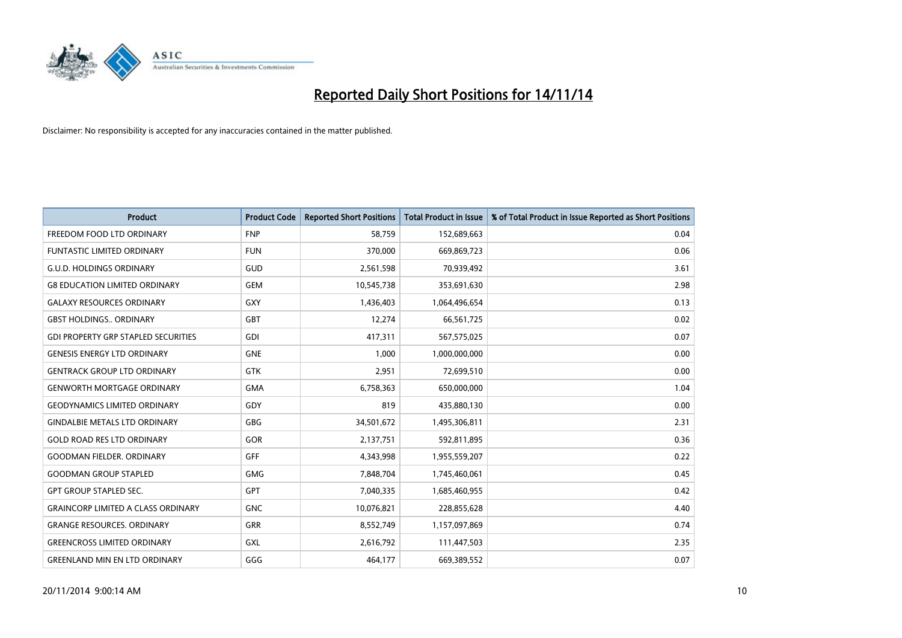# Reported Daily Short Positions for 14/11/14

Disclaimer: No responsibility is accepted for any inaccuracies contained in the matter published.

| Product | Product Code | Reported Short Positions | Total Product in Issue | % of Total Product in Issue Reported as Short Positions |
|---|---|---|---|---|
| FREEDOM FOOD LTD ORDINARY | FNP | 58,759 | 152,689,663 | 0.04 |
| FUNTASTIC LIMITED ORDINARY | FUN | 370,000 | 669,869,723 | 0.06 |
| G.U.D. HOLDINGS ORDINARY | GUD | 2,561,598 | 70,939,492 | 3.61 |
| G8 EDUCATION LIMITED ORDINARY | GEM | 10,545,738 | 353,691,630 | 2.98 |
| GALAXY RESOURCES ORDINARY | GXY | 1,436,403 | 1,064,496,654 | 0.13 |
| GBST HOLDINGS.. ORDINARY | GBT | 12,274 | 66,561,725 | 0.02 |
| GDI PROPERTY GRP STAPLED SECURITIES | GDI | 417,311 | 567,575,025 | 0.07 |
| GENESIS ENERGY LTD ORDINARY | GNE | 1,000 | 1,000,000,000 | 0.00 |
| GENTRACK GROUP LTD ORDINARY | GTK | 2,951 | 72,699,510 | 0.00 |
| GENWORTH MORTGAGE ORDINARY | GMA | 6,758,363 | 650,000,000 | 1.04 |
| GEODYNAMICS LIMITED ORDINARY | GDY | 819 | 435,880,130 | 0.00 |
| GINDALBIE METALS LTD ORDINARY | GBG | 34,501,672 | 1,495,306,811 | 2.31 |
| GOLD ROAD RES LTD ORDINARY | GOR | 2,137,751 | 592,811,895 | 0.36 |
| GOODMAN FIELDER. ORDINARY | GFF | 4,343,998 | 1,955,559,207 | 0.22 |
| GOODMAN GROUP STAPLED | GMG | 7,848,704 | 1,745,460,061 | 0.45 |
| GPT GROUP STAPLED SEC. | GPT | 7,040,335 | 1,685,460,955 | 0.42 |
| GRAINCORP LIMITED A CLASS ORDINARY | GNC | 10,076,821 | 228,855,628 | 4.40 |
| GRANGE RESOURCES. ORDINARY | GRR | 8,552,749 | 1,157,097,869 | 0.74 |
| GREENCROSS LIMITED ORDINARY | GXL | 2,616,792 | 111,447,503 | 2.35 |
| GREENLAND MIN EN LTD ORDINARY | GGG | 464,177 | 669,389,552 | 0.07 |

20/11/2014 9:00:14 AM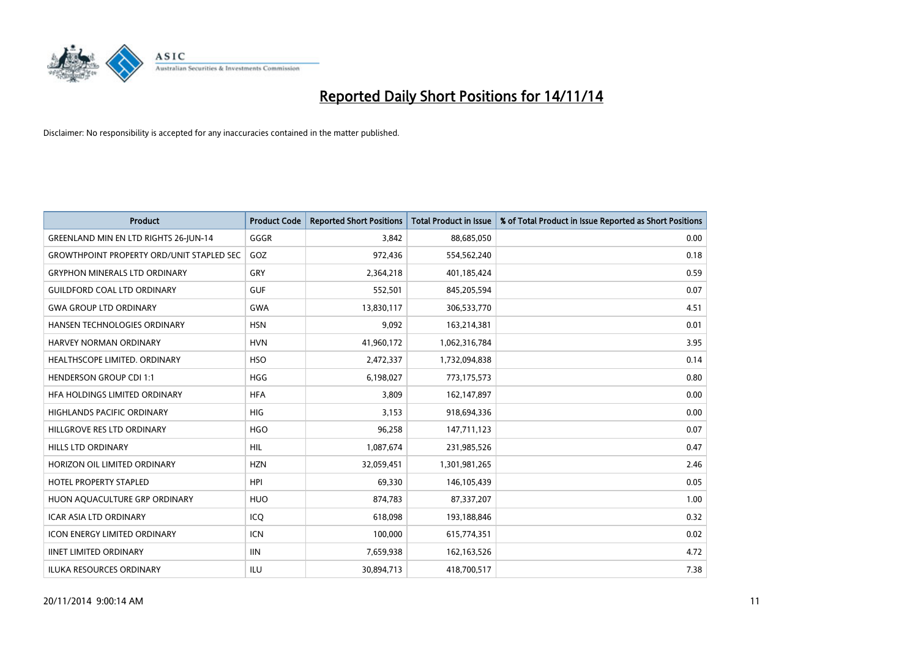# Reported Daily Short Positions for 14/11/14

Disclaimer: No responsibility is accepted for any inaccuracies contained in the matter published.

| Product | Product Code | Reported Short Positions | Total Product in Issue | % of Total Product in Issue Reported as Short Positions |
|---|---|---|---|---|
| GREENLAND MIN EN LTD RIGHTS 26-JUN-14 | GGGR | 3,842 | 88,685,050 | 0.00 |
| GROWTHPOINT PROPERTY ORD/UNIT STAPLED SEC | GOZ | 972,436 | 554,562,240 | 0.18 |
| GRYPHON MINERALS LTD ORDINARY | GRY | 2,364,218 | 401,185,424 | 0.59 |
| GUILDFORD COAL LTD ORDINARY | GUF | 552,501 | 845,205,594 | 0.07 |
| GWA GROUP LTD ORDINARY | GWA | 13,830,117 | 306,533,770 | 4.51 |
| HANSEN TECHNOLOGIES ORDINARY | HSN | 9,092 | 163,214,381 | 0.01 |
| HARVEY NORMAN ORDINARY | HVN | 41,960,172 | 1,062,316,784 | 3.95 |
| HEALTHSCOPE LIMITED. ORDINARY | HSO | 2,472,337 | 1,732,094,838 | 0.14 |
| HENDERSON GROUP CDI 1:1 | HGG | 6,198,027 | 773,175,573 | 0.80 |
| HFA HOLDINGS LIMITED ORDINARY | HFA | 3,809 | 162,147,897 | 0.00 |
| HIGHLANDS PACIFIC ORDINARY | HIG | 3,153 | 918,694,336 | 0.00 |
| HILLGROVE RES LTD ORDINARY | HGO | 96,258 | 147,711,123 | 0.07 |
| HILLS LTD ORDINARY | HIL | 1,087,674 | 231,985,526 | 0.47 |
| HORIZON OIL LIMITED ORDINARY | HZN | 32,059,451 | 1,301,981,265 | 2.46 |
| HOTEL PROPERTY STAPLED | HPI | 69,330 | 146,105,439 | 0.05 |
| HUON AQUACULTURE GRP ORDINARY | HUO | 874,783 | 87,337,207 | 1.00 |
| ICAR ASIA LTD ORDINARY | ICQ | 618,098 | 193,188,846 | 0.32 |
| ICON ENERGY LIMITED ORDINARY | ICN | 100,000 | 615,774,351 | 0.02 |
| IINET LIMITED ORDINARY | IIN | 7,659,938 | 162,163,526 | 4.72 |
| ILUKA RESOURCES ORDINARY | ILU | 30,894,713 | 418,700,517 | 7.38 |

20/11/2014 9:00:14 AM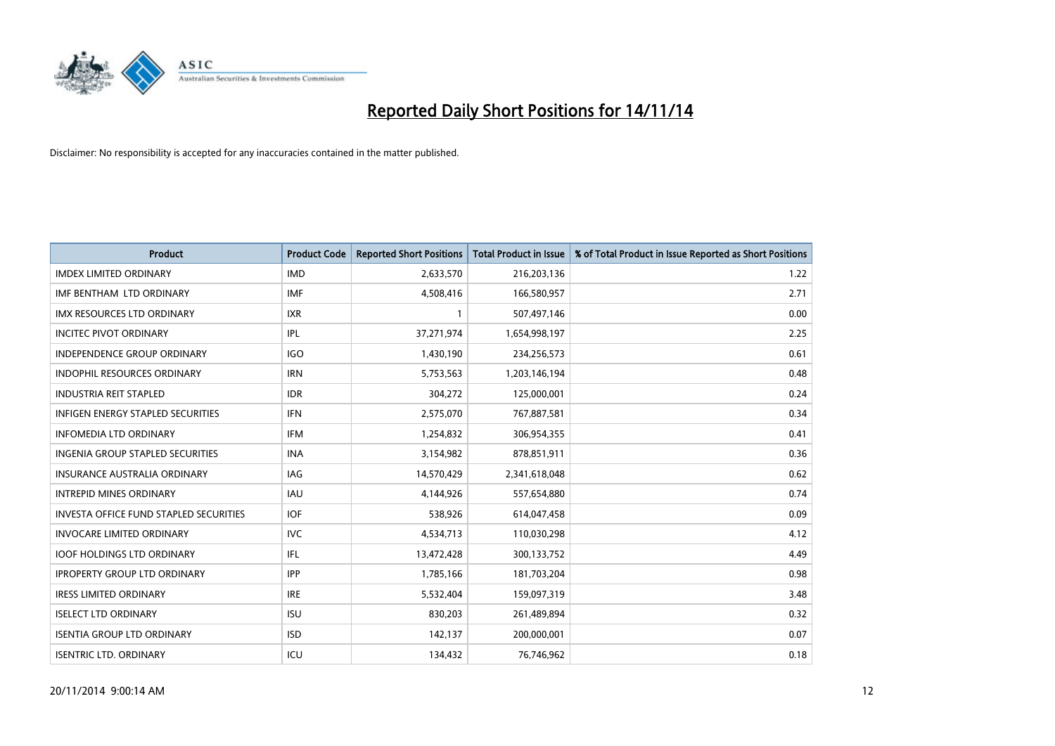# Reported Daily Short Positions for 14/11/14

Disclaimer: No responsibility is accepted for any inaccuracies contained in the matter published.

| Product | Product Code | Reported Short Positions | Total Product in Issue | % of Total Product in Issue Reported as Short Positions |
|---|---|---|---|---|
| IMDEX LIMITED ORDINARY | IMD | 2,633,570 | 216,203,136 | 1.22 |
| IMF BENTHAM LTD ORDINARY | IMF | 4,508,416 | 166,580,957 | 2.71 |
| IMX RESOURCES LTD ORDINARY | IXR | 1 | 507,497,146 | 0.00 |
| INCITEC PIVOT ORDINARY | IPL | 37,271,974 | 1,654,998,197 | 2.25 |
| INDEPENDENCE GROUP ORDINARY | IGO | 1,430,190 | 234,256,573 | 0.61 |
| INDOPHIL RESOURCES ORDINARY | IRN | 5,753,563 | 1,203,146,194 | 0.48 |
| INDUSTRIA REIT STAPLED | IDR | 304,272 | 125,000,001 | 0.24 |
| INFIGEN ENERGY STAPLED SECURITIES | IFN | 2,575,070 | 767,887,581 | 0.34 |
| INFOMEDIA LTD ORDINARY | IFM | 1,254,832 | 306,954,355 | 0.41 |
| INGENIA GROUP STAPLED SECURITIES | INA | 3,154,982 | 878,851,911 | 0.36 |
| INSURANCE AUSTRALIA ORDINARY | IAG | 14,570,429 | 2,341,618,048 | 0.62 |
| INTREPID MINES ORDINARY | IAU | 4,144,926 | 557,654,880 | 0.74 |
| INVESTA OFFICE FUND STAPLED SECURITIES | IOF | 538,926 | 614,047,458 | 0.09 |
| INVOCARE LIMITED ORDINARY | IVC | 4,534,713 | 110,030,298 | 4.12 |
| IOOF HOLDINGS LTD ORDINARY | IFL | 13,472,428 | 300,133,752 | 4.49 |
| IPROPERTY GROUP LTD ORDINARY | IPP | 1,785,166 | 181,703,204 | 0.98 |
| IRESS LIMITED ORDINARY | IRE | 5,532,404 | 159,097,319 | 3.48 |
| ISELECT LTD ORDINARY | ISU | 830,203 | 261,489,894 | 0.32 |
| ISENTIA GROUP LTD ORDINARY | ISD | 142,137 | 200,000,001 | 0.07 |
| ISENTRIC LTD. ORDINARY | ICU | 134,432 | 76,746,962 | 0.18 |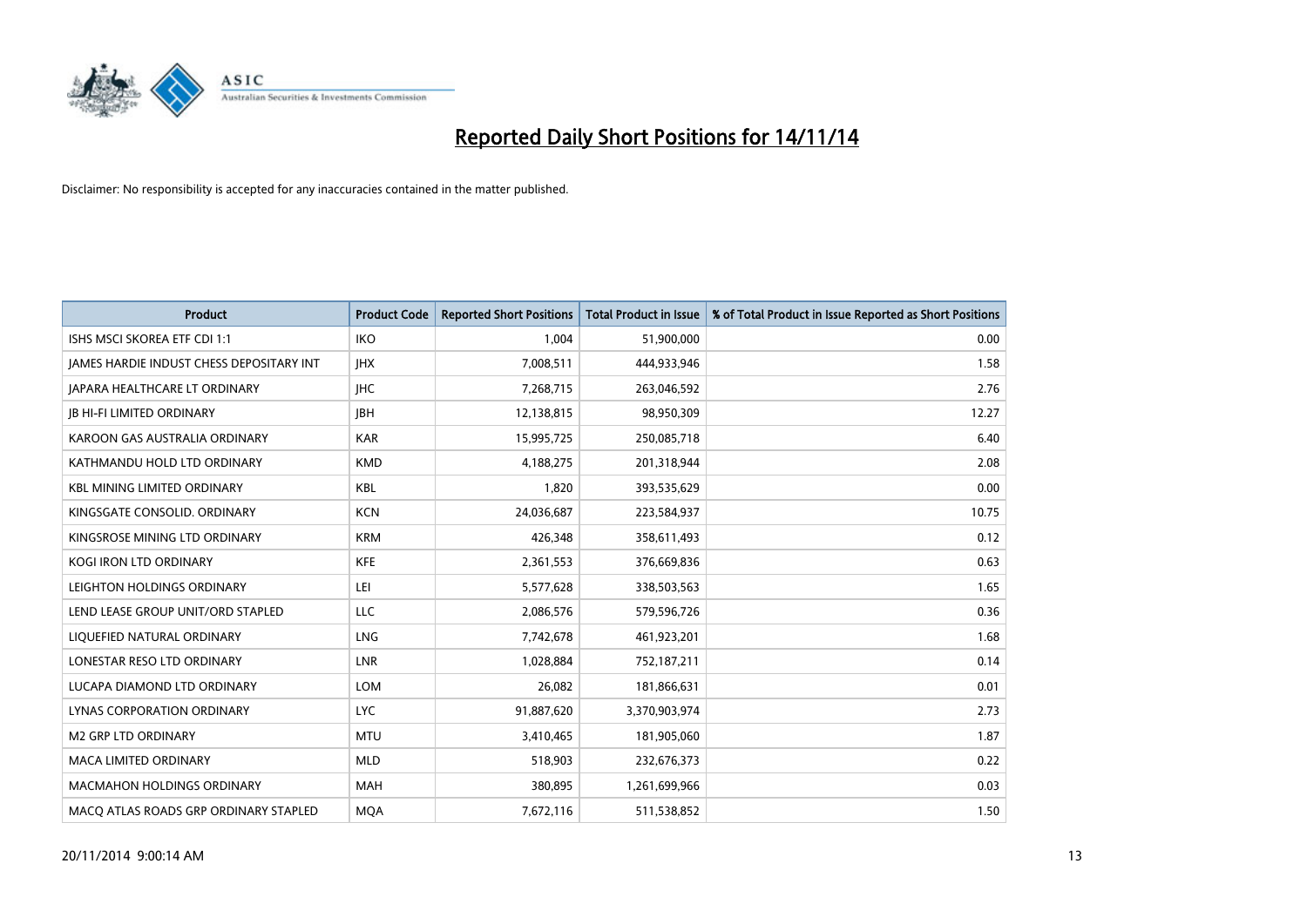# Reported Daily Short Positions for 14/11/14

Disclaimer: No responsibility is accepted for any inaccuracies contained in the matter published.

| Product | Product Code | Reported Short Positions | Total Product in Issue | % of Total Product in Issue Reported as Short Positions |
|---|---|---|---|---|
| ISHS MSCI SKOREA ETF CDI 1:1 | IKO | 1,004 | 51,900,000 | 0.00 |
| JAMES HARDIE INDUST CHESS DEPOSITARY INT | JHX | 7,008,511 | 444,933,946 | 1.58 |
| JAPARA HEALTHCARE LT ORDINARY | JHC | 7,268,715 | 263,046,592 | 2.76 |
| JB HI-FI LIMITED ORDINARY | JBH | 12,138,815 | 98,950,309 | 12.27 |
| KAROON GAS AUSTRALIA ORDINARY | KAR | 15,995,725 | 250,085,718 | 6.40 |
| KATHMANDU HOLD LTD ORDINARY | KMD | 4,188,275 | 201,318,944 | 2.08 |
| KBL MINING LIMITED ORDINARY | KBL | 1,820 | 393,535,629 | 0.00 |
| KINGSGATE CONSOLID. ORDINARY | KCN | 24,036,687 | 223,584,937 | 10.75 |
| KINGSROSE MINING LTD ORDINARY | KRM | 426,348 | 358,611,493 | 0.12 |
| KOGI IRON LTD ORDINARY | KFE | 2,361,553 | 376,669,836 | 0.63 |
| LEIGHTON HOLDINGS ORDINARY | LEI | 5,577,628 | 338,503,563 | 1.65 |
| LEND LEASE GROUP UNIT/ORD STAPLED | LLC | 2,086,576 | 579,596,726 | 0.36 |
| LIQUEFIED NATURAL ORDINARY | LNG | 7,742,678 | 461,923,201 | 1.68 |
| LONESTAR RESO LTD ORDINARY | LNR | 1,028,884 | 752,187,211 | 0.14 |
| LUCAPA DIAMOND LTD ORDINARY | LOM | 26,082 | 181,866,631 | 0.01 |
| LYNAS CORPORATION ORDINARY | LYC | 91,887,620 | 3,370,903,974 | 2.73 |
| M2 GRP LTD ORDINARY | MTU | 3,410,465 | 181,905,060 | 1.87 |
| MACA LIMITED ORDINARY | MLD | 518,903 | 232,676,373 | 0.22 |
| MACMAHON HOLDINGS ORDINARY | MAH | 380,895 | 1,261,699,966 | 0.03 |
| MACQ ATLAS ROADS GRP ORDINARY STAPLED | MQA | 7,672,116 | 511,538,852 | 1.50 |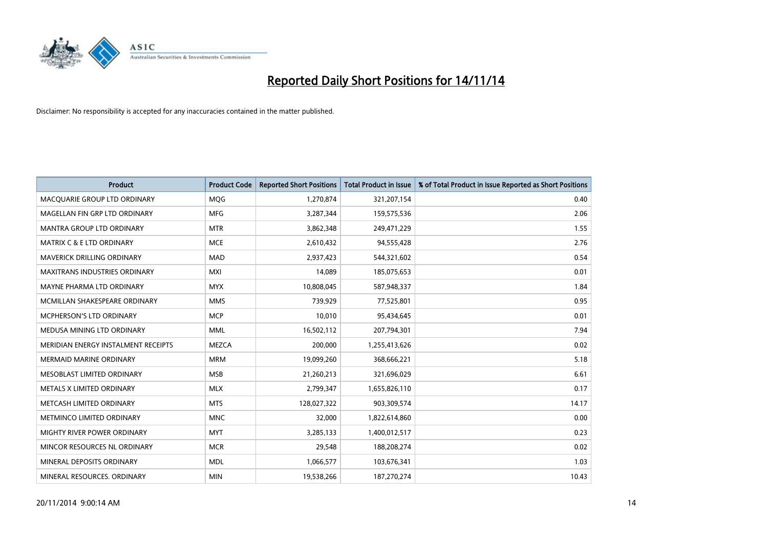# Reported Daily Short Positions for 14/11/14

Disclaimer: No responsibility is accepted for any inaccuracies contained in the matter published.

| Product | Product Code | Reported Short Positions | Total Product in Issue | % of Total Product in Issue Reported as Short Positions |
|---|---|---|---|---|
| MACQUARIE GROUP LTD ORDINARY | MQG | 1,270,874 | 321,207,154 | 0.40 |
| MAGELLAN FIN GRP LTD ORDINARY | MFG | 3,287,344 | 159,575,536 | 2.06 |
| MANTRA GROUP LTD ORDINARY | MTR | 3,862,348 | 249,471,229 | 1.55 |
| MATRIX C & E LTD ORDINARY | MCE | 2,610,432 | 94,555,428 | 2.76 |
| MAVERICK DRILLING ORDINARY | MAD | 2,937,423 | 544,321,602 | 0.54 |
| MAXITRANS INDUSTRIES ORDINARY | MXI | 14,089 | 185,075,653 | 0.01 |
| MAYNE PHARMA LTD ORDINARY | MYX | 10,808,045 | 587,948,337 | 1.84 |
| MCMILLAN SHAKESPEARE ORDINARY | MMS | 739,929 | 77,525,801 | 0.95 |
| MCPHERSON'S LTD ORDINARY | MCP | 10,010 | 95,434,645 | 0.01 |
| MEDUSA MINING LTD ORDINARY | MML | 16,502,112 | 207,794,301 | 7.94 |
| MERIDIAN ENERGY INSTALMENT RECEIPTS | MEZCA | 200,000 | 1,255,413,626 | 0.02 |
| MERMAID MARINE ORDINARY | MRM | 19,099,260 | 368,666,221 | 5.18 |
| MESOBLAST LIMITED ORDINARY | MSB | 21,260,213 | 321,696,029 | 6.61 |
| METALS X LIMITED ORDINARY | MLX | 2,799,347 | 1,655,826,110 | 0.17 |
| METCASH LIMITED ORDINARY | MTS | 128,027,322 | 903,309,574 | 14.17 |
| METMINCO LIMITED ORDINARY | MNC | 32,000 | 1,822,614,860 | 0.00 |
| MIGHTY RIVER POWER ORDINARY | MYT | 3,285,133 | 1,400,012,517 | 0.23 |
| MINCOR RESOURCES NL ORDINARY | MCR | 29,548 | 188,208,274 | 0.02 |
| MINERAL DEPOSITS ORDINARY | MDL | 1,066,577 | 103,676,341 | 1.03 |
| MINERAL RESOURCES. ORDINARY | MIN | 19,538,266 | 187,270,274 | 10.43 |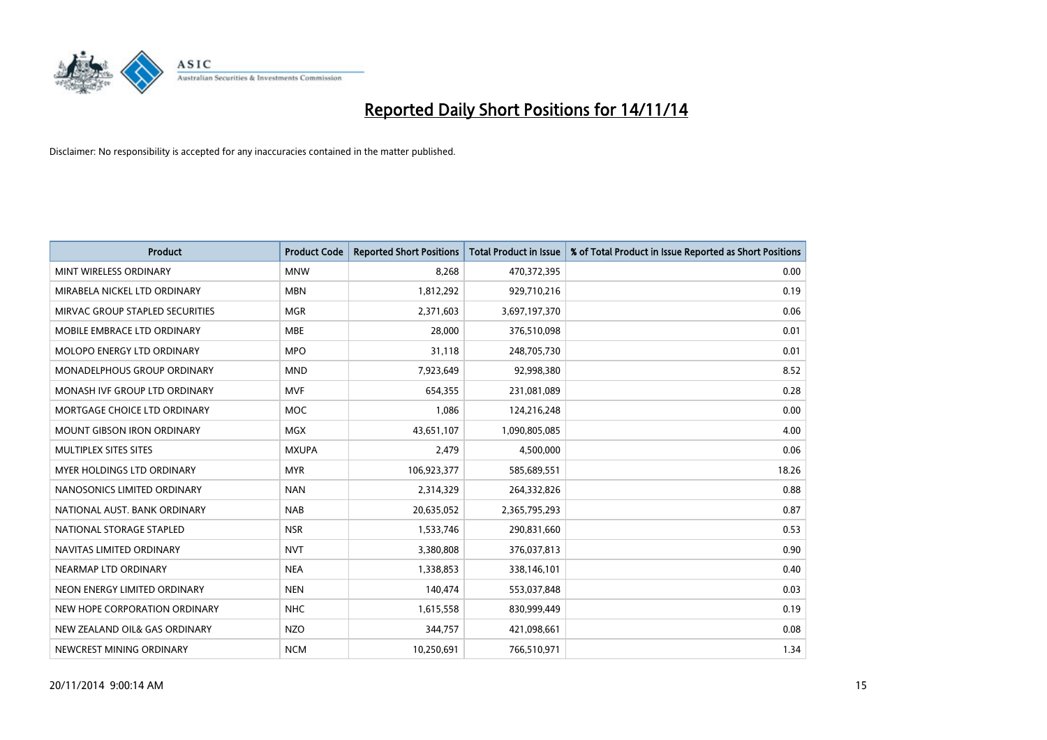# Reported Daily Short Positions for 14/11/14

Disclaimer: No responsibility is accepted for any inaccuracies contained in the matter published.

| Product | Product Code | Reported Short Positions | Total Product in Issue | % of Total Product in Issue Reported as Short Positions |
|---|---|---|---|---|
| MINT WIRELESS ORDINARY | MNW | 8,268 | 470,372,395 | 0.00 |
| MIRABELA NICKEL LTD ORDINARY | MBN | 1,812,292 | 929,710,216 | 0.19 |
| MIRVAC GROUP STAPLED SECURITIES | MGR | 2,371,603 | 3,697,197,370 | 0.06 |
| MOBILE EMBRACE LTD ORDINARY | MBE | 28,000 | 376,510,098 | 0.01 |
| MOLOPO ENERGY LTD ORDINARY | MPO | 31,118 | 248,705,730 | 0.01 |
| MONADELPHOUS GROUP ORDINARY | MND | 7,923,649 | 92,998,380 | 8.52 |
| MONASH IVF GROUP LTD ORDINARY | MVF | 654,355 | 231,081,089 | 0.28 |
| MORTGAGE CHOICE LTD ORDINARY | MOC | 1,086 | 124,216,248 | 0.00 |
| MOUNT GIBSON IRON ORDINARY | MGX | 43,651,107 | 1,090,805,085 | 4.00 |
| MULTIPLEX SITES SITES | MXUPA | 2,479 | 4,500,000 | 0.06 |
| MYER HOLDINGS LTD ORDINARY | MYR | 106,923,377 | 585,689,551 | 18.26 |
| NANOSONICS LIMITED ORDINARY | NAN | 2,314,329 | 264,332,826 | 0.88 |
| NATIONAL AUST. BANK ORDINARY | NAB | 20,635,052 | 2,365,795,293 | 0.87 |
| NATIONAL STORAGE STAPLED | NSR | 1,533,746 | 290,831,660 | 0.53 |
| NAVITAS LIMITED ORDINARY | NVT | 3,380,808 | 376,037,813 | 0.90 |
| NEARMAP LTD ORDINARY | NEA | 1,338,853 | 338,146,101 | 0.40 |
| NEON ENERGY LIMITED ORDINARY | NEN | 140,474 | 553,037,848 | 0.03 |
| NEW HOPE CORPORATION ORDINARY | NHC | 1,615,558 | 830,999,449 | 0.19 |
| NEW ZEALAND OIL& GAS ORDINARY | NZO | 344,757 | 421,098,661 | 0.08 |
| NEWCREST MINING ORDINARY | NCM | 10,250,691 | 766,510,971 | 1.34 |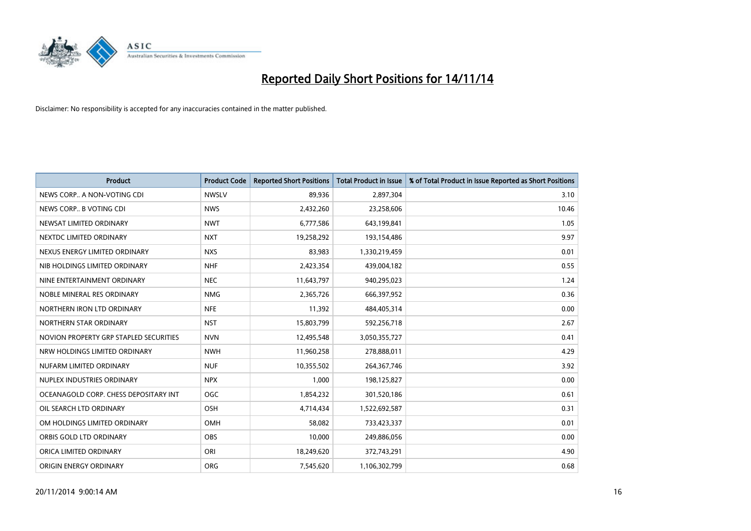# Reported Daily Short Positions for 14/11/14

Disclaimer: No responsibility is accepted for any inaccuracies contained in the matter published.

| Product | Product Code | Reported Short Positions | Total Product in Issue | % of Total Product in Issue Reported as Short Positions |
|---|---|---|---|---|
| NEWS CORP.. A NON-VOTING CDI | NWSLV | 89,936 | 2,897,304 | 3.10 |
| NEWS CORP.. B VOTING CDI | NWS | 2,432,260 | 23,258,606 | 10.46 |
| NEWSAT LIMITED ORDINARY | NWT | 6,777,586 | 643,199,841 | 1.05 |
| NEXTDC LIMITED ORDINARY | NXT | 19,258,292 | 193,154,486 | 9.97 |
| NEXUS ENERGY LIMITED ORDINARY | NXS | 83,983 | 1,330,219,459 | 0.01 |
| NIB HOLDINGS LIMITED ORDINARY | NHF | 2,423,354 | 439,004,182 | 0.55 |
| NINE ENTERTAINMENT ORDINARY | NEC | 11,643,797 | 940,295,023 | 1.24 |
| NOBLE MINERAL RES ORDINARY | NMG | 2,365,726 | 666,397,952 | 0.36 |
| NORTHERN IRON LTD ORDINARY | NFE | 11,392 | 484,405,314 | 0.00 |
| NORTHERN STAR ORDINARY | NST | 15,803,799 | 592,256,718 | 2.67 |
| NOVION PROPERTY GRP STAPLED SECURITIES | NVN | 12,495,548 | 3,050,355,727 | 0.41 |
| NRW HOLDINGS LIMITED ORDINARY | NWH | 11,960,258 | 278,888,011 | 4.29 |
| NUFARM LIMITED ORDINARY | NUF | 10,355,502 | 264,367,746 | 3.92 |
| NUPLEX INDUSTRIES ORDINARY | NPX | 1,000 | 198,125,827 | 0.00 |
| OCEANAGOLD CORP. CHESS DEPOSITARY INT | OGC | 1,854,232 | 301,520,186 | 0.61 |
| OIL SEARCH LTD ORDINARY | OSH | 4,714,434 | 1,522,692,587 | 0.31 |
| OM HOLDINGS LIMITED ORDINARY | OMH | 58,082 | 733,423,337 | 0.01 |
| ORBIS GOLD LTD ORDINARY | OBS | 10,000 | 249,886,056 | 0.00 |
| ORICA LIMITED ORDINARY | ORI | 18,249,620 | 372,743,291 | 4.90 |
| ORIGIN ENERGY ORDINARY | ORG | 7,545,620 | 1,106,302,799 | 0.68 |

20/11/2014 9:00:14 AM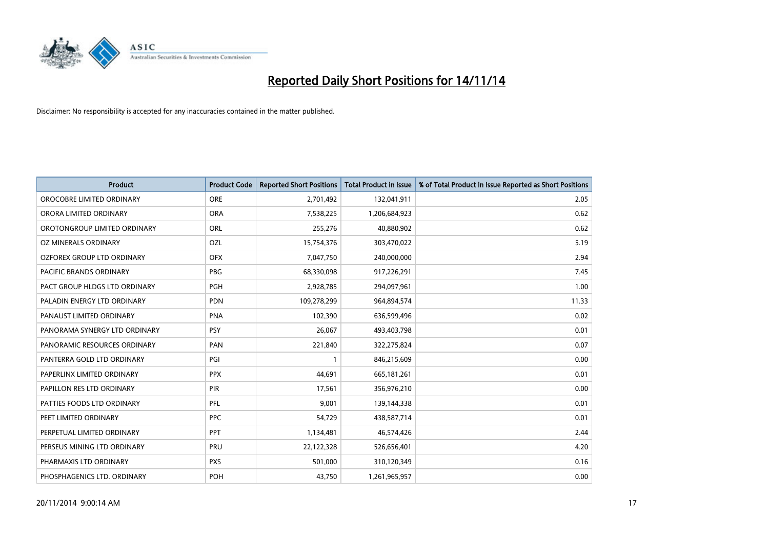# Reported Daily Short Positions for 14/11/14

Disclaimer: No responsibility is accepted for any inaccuracies contained in the matter published.

| Product | Product Code | Reported Short Positions | Total Product in Issue | % of Total Product in Issue Reported as Short Positions |
|---|---|---|---|---|
| OROCOBRE LIMITED ORDINARY | ORE | 2,701,492 | 132,041,911 | 2.05 |
| ORORA LIMITED ORDINARY | ORA | 7,538,225 | 1,206,684,923 | 0.62 |
| OROTONGROUP LIMITED ORDINARY | ORL | 255,276 | 40,880,902 | 0.62 |
| OZ MINERALS ORDINARY | OZL | 15,754,376 | 303,470,022 | 5.19 |
| OZFOREX GROUP LTD ORDINARY | OFX | 7,047,750 | 240,000,000 | 2.94 |
| PACIFIC BRANDS ORDINARY | PBG | 68,330,098 | 917,226,291 | 7.45 |
| PACT GROUP HLDGS LTD ORDINARY | PGH | 2,928,785 | 294,097,961 | 1.00 |
| PALADIN ENERGY LTD ORDINARY | PDN | 109,278,299 | 964,894,574 | 11.33 |
| PANAUST LIMITED ORDINARY | PNA | 102,390 | 636,599,496 | 0.02 |
| PANORAMA SYNERGY LTD ORDINARY | PSY | 26,067 | 493,403,798 | 0.01 |
| PANORAMIC RESOURCES ORDINARY | PAN | 221,840 | 322,275,824 | 0.07 |
| PANTERRA GOLD LTD ORDINARY | PGI | 1 | 846,215,609 | 0.00 |
| PAPERLINX LIMITED ORDINARY | PPX | 44,691 | 665,181,261 | 0.01 |
| PAPILLON RES LTD ORDINARY | PIR | 17,561 | 356,976,210 | 0.00 |
| PATTIES FOODS LTD ORDINARY | PFL | 9,001 | 139,144,338 | 0.01 |
| PEET LIMITED ORDINARY | PPC | 54,729 | 438,587,714 | 0.01 |
| PERPETUAL LIMITED ORDINARY | PPT | 1,134,481 | 46,574,426 | 2.44 |
| PERSEUS MINING LTD ORDINARY | PRU | 22,122,328 | 526,656,401 | 4.20 |
| PHARMAXIS LTD ORDINARY | PXS | 501,000 | 310,120,349 | 0.16 |
| PHOSPHAGENICS LTD. ORDINARY | POH | 43,750 | 1,261,965,957 | 0.00 |

20/11/2014 9:00:14 AM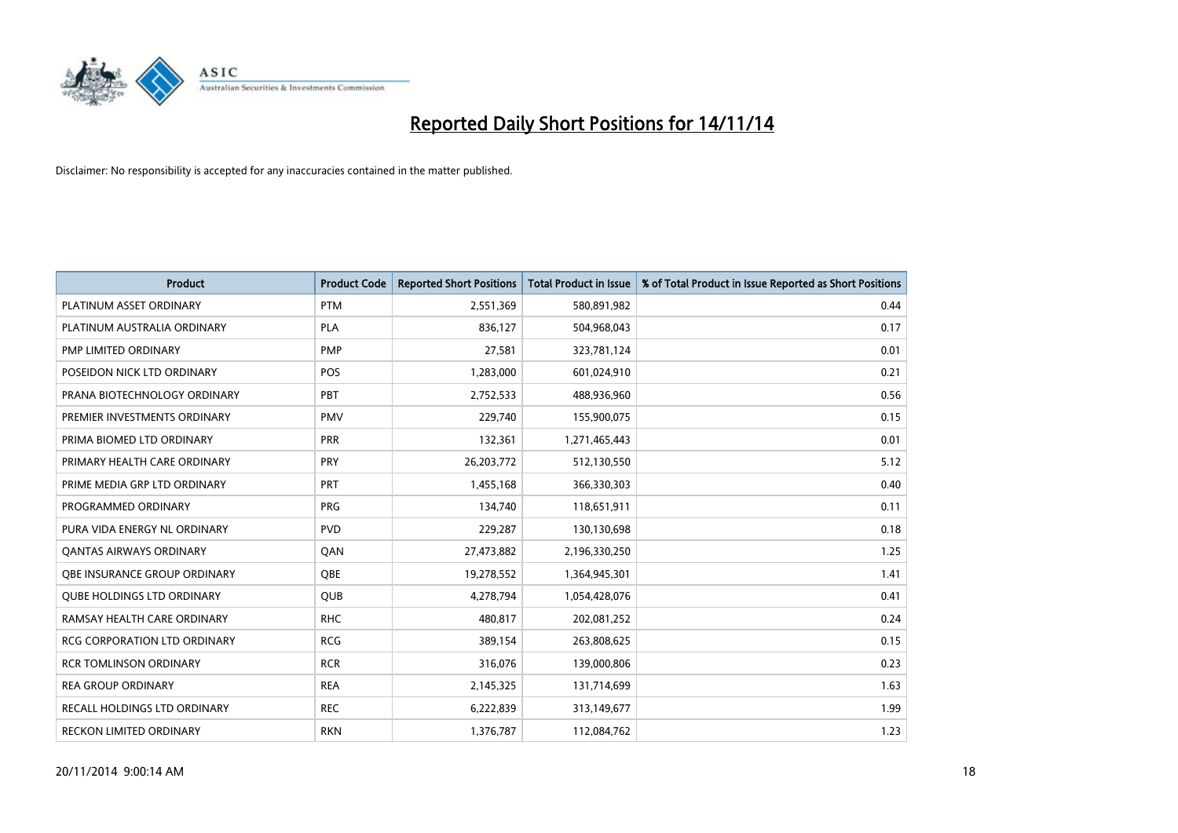# Reported Daily Short Positions for 14/11/14

Disclaimer: No responsibility is accepted for any inaccuracies contained in the matter published.

| Product | Product Code | Reported Short Positions | Total Product in Issue | % of Total Product in Issue Reported as Short Positions |
|---|---|---|---|---|
| PLATINUM ASSET ORDINARY | PTM | 2,551,369 | 580,891,982 | 0.44 |
| PLATINUM AUSTRALIA ORDINARY | PLA | 836,127 | 504,968,043 | 0.17 |
| PMP LIMITED ORDINARY | PMP | 27,581 | 323,781,124 | 0.01 |
| POSEIDON NICK LTD ORDINARY | POS | 1,283,000 | 601,024,910 | 0.21 |
| PRANA BIOTECHNOLOGY ORDINARY | PBT | 2,752,533 | 488,936,960 | 0.56 |
| PREMIER INVESTMENTS ORDINARY | PMV | 229,740 | 155,900,075 | 0.15 |
| PRIMA BIOMED LTD ORDINARY | PRR | 132,361 | 1,271,465,443 | 0.01 |
| PRIMARY HEALTH CARE ORDINARY | PRY | 26,203,772 | 512,130,550 | 5.12 |
| PRIME MEDIA GRP LTD ORDINARY | PRT | 1,455,168 | 366,330,303 | 0.40 |
| PROGRAMMED ORDINARY | PRG | 134,740 | 118,651,911 | 0.11 |
| PURA VIDA ENERGY NL ORDINARY | PVD | 229,287 | 130,130,698 | 0.18 |
| QANTAS AIRWAYS ORDINARY | QAN | 27,473,882 | 2,196,330,250 | 1.25 |
| QBE INSURANCE GROUP ORDINARY | QBE | 19,278,552 | 1,364,945,301 | 1.41 |
| QUBE HOLDINGS LTD ORDINARY | QUB | 4,278,794 | 1,054,428,076 | 0.41 |
| RAMSAY HEALTH CARE ORDINARY | RHC | 480,817 | 202,081,252 | 0.24 |
| RCG CORPORATION LTD ORDINARY | RCG | 389,154 | 263,808,625 | 0.15 |
| RCR TOMLINSON ORDINARY | RCR | 316,076 | 139,000,806 | 0.23 |
| REA GROUP ORDINARY | REA | 2,145,325 | 131,714,699 | 1.63 |
| RECALL HOLDINGS LTD ORDINARY | REC | 6,222,839 | 313,149,677 | 1.99 |
| RECKON LIMITED ORDINARY | RKN | 1,376,787 | 112,084,762 | 1.23 |

20/11/2014 9:00:14 AM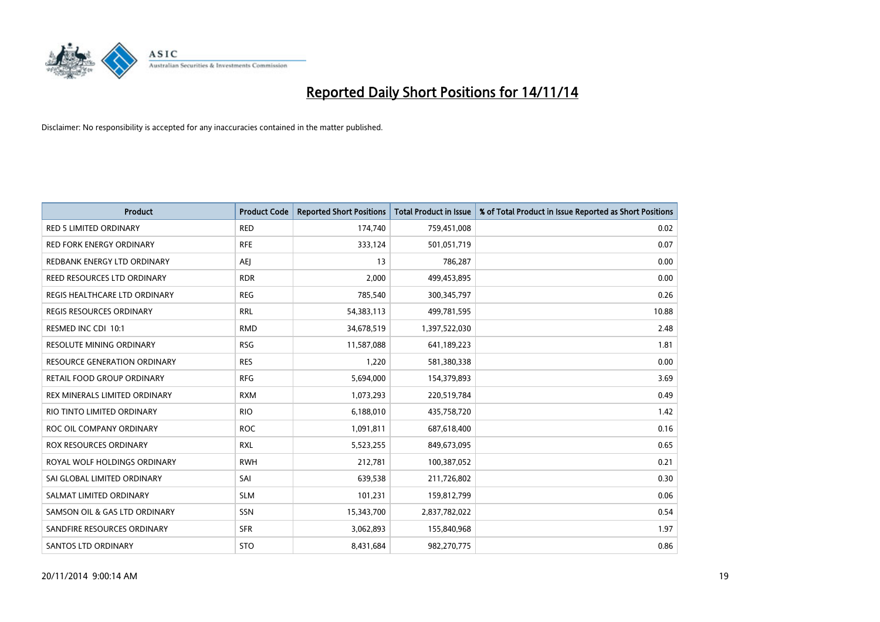# Reported Daily Short Positions for 14/11/14

Disclaimer: No responsibility is accepted for any inaccuracies contained in the matter published.

| Product | Product Code | Reported Short Positions | Total Product in Issue | % of Total Product in Issue Reported as Short Positions |
|---|---|---|---|---|
| RED 5 LIMITED ORDINARY | RED | 174,740 | 759,451,008 | 0.02 |
| RED FORK ENERGY ORDINARY | RFE | 333,124 | 501,051,719 | 0.07 |
| REDBANK ENERGY LTD ORDINARY | AEJ | 13 | 786,287 | 0.00 |
| REED RESOURCES LTD ORDINARY | RDR | 2,000 | 499,453,895 | 0.00 |
| REGIS HEALTHCARE LTD ORDINARY | REG | 785,540 | 300,345,797 | 0.26 |
| REGIS RESOURCES ORDINARY | RRL | 54,383,113 | 499,781,595 | 10.88 |
| RESMED INC CDI 10:1 | RMD | 34,678,519 | 1,397,522,030 | 2.48 |
| RESOLUTE MINING ORDINARY | RSG | 11,587,088 | 641,189,223 | 1.81 |
| RESOURCE GENERATION ORDINARY | RES | 1,220 | 581,380,338 | 0.00 |
| RETAIL FOOD GROUP ORDINARY | RFG | 5,694,000 | 154,379,893 | 3.69 |
| REX MINERALS LIMITED ORDINARY | RXM | 1,073,293 | 220,519,784 | 0.49 |
| RIO TINTO LIMITED ORDINARY | RIO | 6,188,010 | 435,758,720 | 1.42 |
| ROC OIL COMPANY ORDINARY | ROC | 1,091,811 | 687,618,400 | 0.16 |
| ROX RESOURCES ORDINARY | RXL | 5,523,255 | 849,673,095 | 0.65 |
| ROYAL WOLF HOLDINGS ORDINARY | RWH | 212,781 | 100,387,052 | 0.21 |
| SAI GLOBAL LIMITED ORDINARY | SAI | 639,538 | 211,726,802 | 0.30 |
| SALMAT LIMITED ORDINARY | SLM | 101,231 | 159,812,799 | 0.06 |
| SAMSON OIL & GAS LTD ORDINARY | SSN | 15,343,700 | 2,837,782,022 | 0.54 |
| SANDFIRE RESOURCES ORDINARY | SFR | 3,062,893 | 155,840,968 | 1.97 |
| SANTOS LTD ORDINARY | STO | 8,431,684 | 982,270,775 | 0.86 |

20/11/2014 9:00:14 AM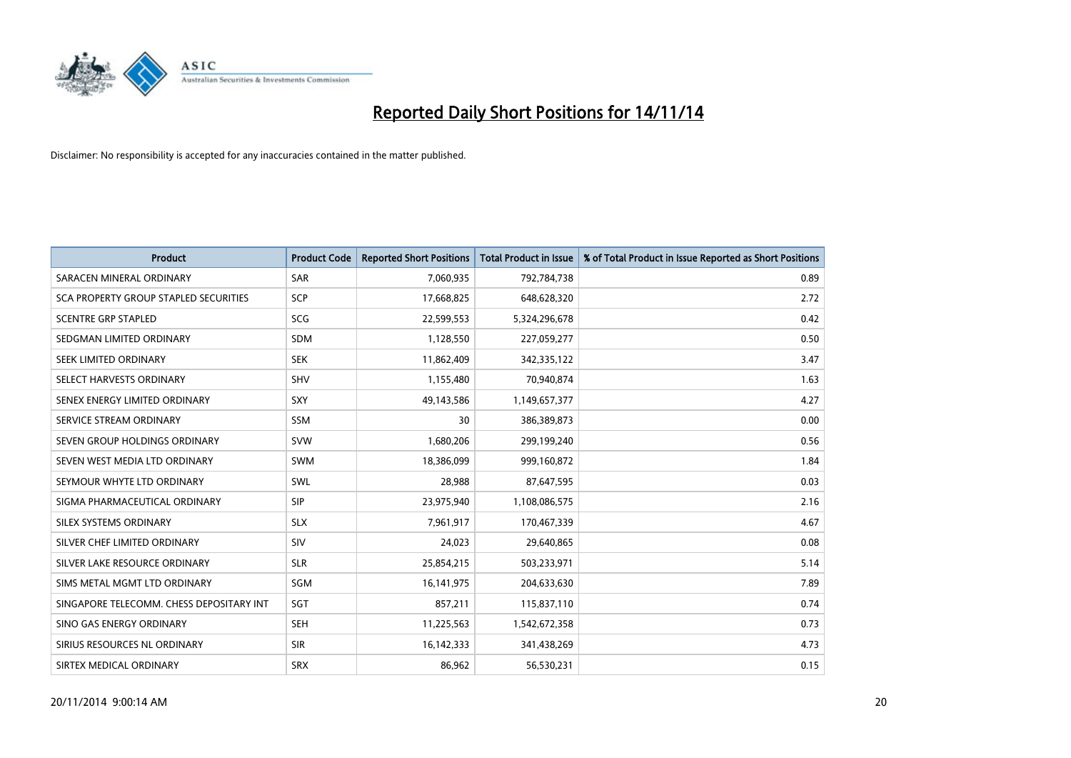# Reported Daily Short Positions for 14/11/14

Disclaimer: No responsibility is accepted for any inaccuracies contained in the matter published.

| Product | Product Code | Reported Short Positions | Total Product in Issue | % of Total Product in Issue Reported as Short Positions |
|---|---|---|---|---|
| SARACEN MINERAL ORDINARY | SAR | 7,060,935 | 792,784,738 | 0.89 |
| SCA PROPERTY GROUP STAPLED SECURITIES | SCP | 17,668,825 | 648,628,320 | 2.72 |
| SCENTRE GRP STAPLED | SCG | 22,599,553 | 5,324,296,678 | 0.42 |
| SEDGMAN LIMITED ORDINARY | SDM | 1,128,550 | 227,059,277 | 0.50 |
| SEEK LIMITED ORDINARY | SEK | 11,862,409 | 342,335,122 | 3.47 |
| SELECT HARVESTS ORDINARY | SHV | 1,155,480 | 70,940,874 | 1.63 |
| SENEX ENERGY LIMITED ORDINARY | SXY | 49,143,586 | 1,149,657,377 | 4.27 |
| SERVICE STREAM ORDINARY | SSM | 30 | 386,389,873 | 0.00 |
| SEVEN GROUP HOLDINGS ORDINARY | SVW | 1,680,206 | 299,199,240 | 0.56 |
| SEVEN WEST MEDIA LTD ORDINARY | SWM | 18,386,099 | 999,160,872 | 1.84 |
| SEYMOUR WHYTE LTD ORDINARY | SWL | 28,988 | 87,647,595 | 0.03 |
| SIGMA PHARMACEUTICAL ORDINARY | SIP | 23,975,940 | 1,108,086,575 | 2.16 |
| SILEX SYSTEMS ORDINARY | SLX | 7,961,917 | 170,467,339 | 4.67 |
| SILVER CHEF LIMITED ORDINARY | SIV | 24,023 | 29,640,865 | 0.08 |
| SILVER LAKE RESOURCE ORDINARY | SLR | 25,854,215 | 503,233,971 | 5.14 |
| SIMS METAL MGMT LTD ORDINARY | SGM | 16,141,975 | 204,633,630 | 7.89 |
| SINGAPORE TELECOMM. CHESS DEPOSITARY INT | SGT | 857,211 | 115,837,110 | 0.74 |
| SINO GAS ENERGY ORDINARY | SEH | 11,225,563 | 1,542,672,358 | 0.73 |
| SIRIUS RESOURCES NL ORDINARY | SIR | 16,142,333 | 341,438,269 | 4.73 |
| SIRTEX MEDICAL ORDINARY | SRX | 86,962 | 56,530,231 | 0.15 |

20/11/2014 9:00:14 AM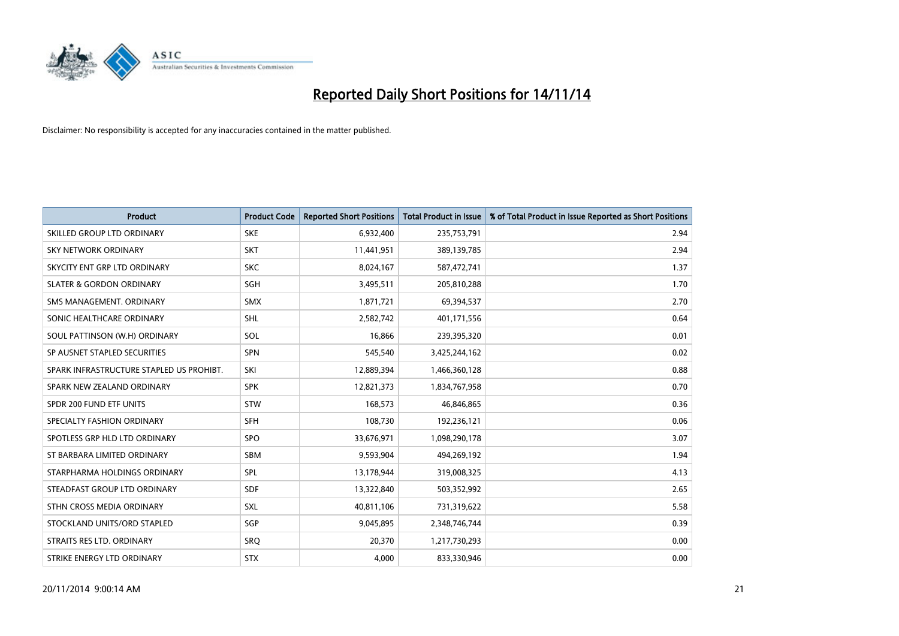# Reported Daily Short Positions for 14/11/14

Disclaimer: No responsibility is accepted for any inaccuracies contained in the matter published.

| Product | Product Code | Reported Short Positions | Total Product in Issue | % of Total Product in Issue Reported as Short Positions |
|---|---|---|---|---|
| SKILLED GROUP LTD ORDINARY | SKE | 6,932,400 | 235,753,791 | 2.94 |
| SKY NETWORK ORDINARY | SKT | 11,441,951 | 389,139,785 | 2.94 |
| SKYCITY ENT GRP LTD ORDINARY | SKC | 8,024,167 | 587,472,741 | 1.37 |
| SLATER & GORDON ORDINARY | SGH | 3,495,511 | 205,810,288 | 1.70 |
| SMS MANAGEMENT. ORDINARY | SMX | 1,871,721 | 69,394,537 | 2.70 |
| SONIC HEALTHCARE ORDINARY | SHL | 2,582,742 | 401,171,556 | 0.64 |
| SOUL PATTINSON (W.H) ORDINARY | SOL | 16,866 | 239,395,320 | 0.01 |
| SP AUSNET STAPLED SECURITIES | SPN | 545,540 | 3,425,244,162 | 0.02 |
| SPARK INFRASTRUCTURE STAPLED US PROHIBT. | SKI | 12,889,394 | 1,466,360,128 | 0.88 |
| SPARK NEW ZEALAND ORDINARY | SPK | 12,821,373 | 1,834,767,958 | 0.70 |
| SPDR 200 FUND ETF UNITS | STW | 168,573 | 46,846,865 | 0.36 |
| SPECIALTY FASHION ORDINARY | SFH | 108,730 | 192,236,121 | 0.06 |
| SPOTLESS GRP HLD LTD ORDINARY | SPO | 33,676,971 | 1,098,290,178 | 3.07 |
| ST BARBARA LIMITED ORDINARY | SBM | 9,593,904 | 494,269,192 | 1.94 |
| STARPHARMA HOLDINGS ORDINARY | SPL | 13,178,944 | 319,008,325 | 4.13 |
| STEADFAST GROUP LTD ORDINARY | SDF | 13,322,840 | 503,352,992 | 2.65 |
| STHN CROSS MEDIA ORDINARY | SXL | 40,811,106 | 731,319,622 | 5.58 |
| STOCKLAND UNITS/ORD STAPLED | SGP | 9,045,895 | 2,348,746,744 | 0.39 |
| STRAITS RES LTD. ORDINARY | SRQ | 20,370 | 1,217,730,293 | 0.00 |
| STRIKE ENERGY LTD ORDINARY | STX | 4,000 | 833,330,946 | 0.00 |

20/11/2014 9:00:14 AM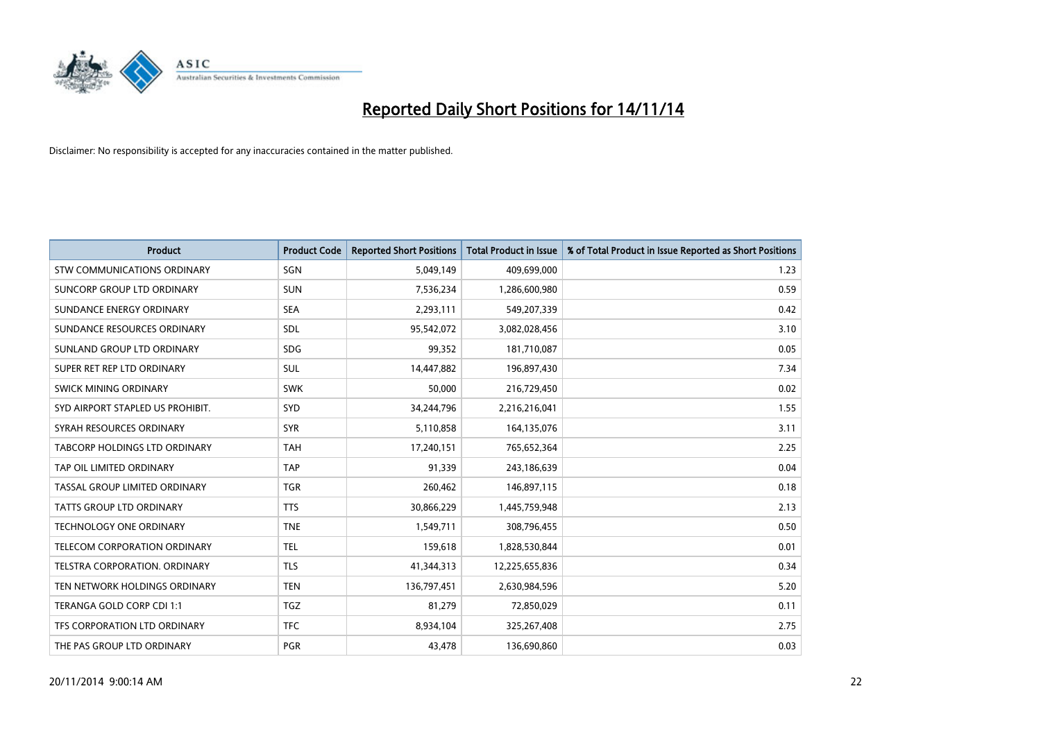# Reported Daily Short Positions for 14/11/14

Disclaimer: No responsibility is accepted for any inaccuracies contained in the matter published.

| Product | Product Code | Reported Short Positions | Total Product in Issue | % of Total Product in Issue Reported as Short Positions |
|---|---|---|---|---|
| STW COMMUNICATIONS ORDINARY | SGN | 5,049,149 | 409,699,000 | 1.23 |
| SUNCORP GROUP LTD ORDINARY | SUN | 7,536,234 | 1,286,600,980 | 0.59 |
| SUNDANCE ENERGY ORDINARY | SEA | 2,293,111 | 549,207,339 | 0.42 |
| SUNDANCE RESOURCES ORDINARY | SDL | 95,542,072 | 3,082,028,456 | 3.10 |
| SUNLAND GROUP LTD ORDINARY | SDG | 99,352 | 181,710,087 | 0.05 |
| SUPER RET REP LTD ORDINARY | SUL | 14,447,882 | 196,897,430 | 7.34 |
| SWICK MINING ORDINARY | SWK | 50,000 | 216,729,450 | 0.02 |
| SYD AIRPORT STAPLED US PROHIBIT. | SYD | 34,244,796 | 2,216,216,041 | 1.55 |
| SYRAH RESOURCES ORDINARY | SYR | 5,110,858 | 164,135,076 | 3.11 |
| TABCORP HOLDINGS LTD ORDINARY | TAH | 17,240,151 | 765,652,364 | 2.25 |
| TAP OIL LIMITED ORDINARY | TAP | 91,339 | 243,186,639 | 0.04 |
| TASSAL GROUP LIMITED ORDINARY | TGR | 260,462 | 146,897,115 | 0.18 |
| TATTS GROUP LTD ORDINARY | TTS | 30,866,229 | 1,445,759,948 | 2.13 |
| TECHNOLOGY ONE ORDINARY | TNE | 1,549,711 | 308,796,455 | 0.50 |
| TELECOM CORPORATION ORDINARY | TEL | 159,618 | 1,828,530,844 | 0.01 |
| TELSTRA CORPORATION. ORDINARY | TLS | 41,344,313 | 12,225,655,836 | 0.34 |
| TEN NETWORK HOLDINGS ORDINARY | TEN | 136,797,451 | 2,630,984,596 | 5.20 |
| TERANGA GOLD CORP CDI 1:1 | TGZ | 81,279 | 72,850,029 | 0.11 |
| TFS CORPORATION LTD ORDINARY | TFC | 8,934,104 | 325,267,408 | 2.75 |
| THE PAS GROUP LTD ORDINARY | PGR | 43,478 | 136,690,860 | 0.03 |

20/11/2014 9:00:14 AM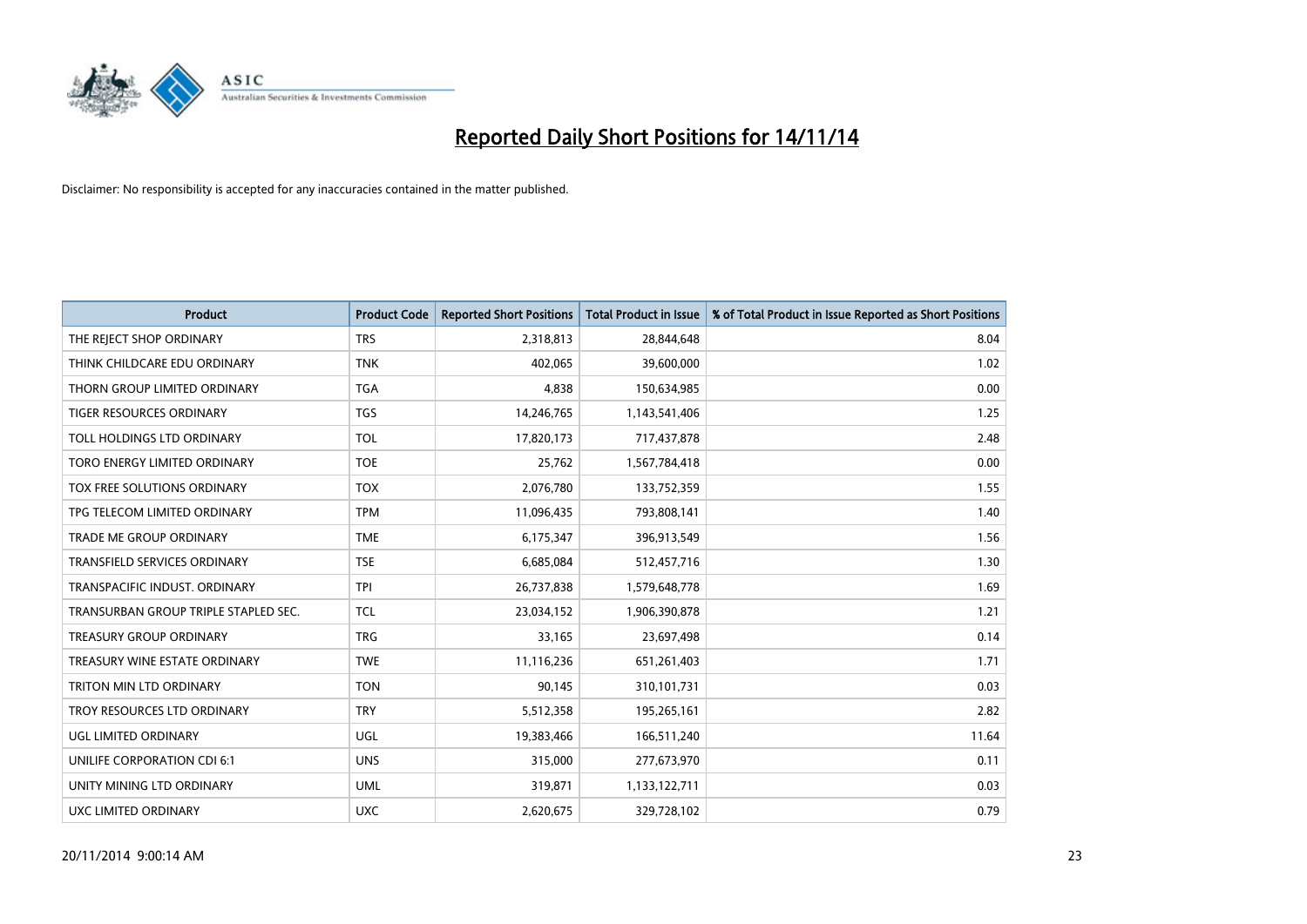# Reported Daily Short Positions for 14/11/14

Disclaimer: No responsibility is accepted for any inaccuracies contained in the matter published.

| Product | Product Code | Reported Short Positions | Total Product in Issue | % of Total Product in Issue Reported as Short Positions |
|---|---|---|---|---|
| THE REJECT SHOP ORDINARY | TRS | 2,318,813 | 28,844,648 | 8.04 |
| THINK CHILDCARE EDU ORDINARY | TNK | 402,065 | 39,600,000 | 1.02 |
| THORN GROUP LIMITED ORDINARY | TGA | 4,838 | 150,634,985 | 0.00 |
| TIGER RESOURCES ORDINARY | TGS | 14,246,765 | 1,143,541,406 | 1.25 |
| TOLL HOLDINGS LTD ORDINARY | TOL | 17,820,173 | 717,437,878 | 2.48 |
| TORO ENERGY LIMITED ORDINARY | TOE | 25,762 | 1,567,784,418 | 0.00 |
| TOX FREE SOLUTIONS ORDINARY | TOX | 2,076,780 | 133,752,359 | 1.55 |
| TPG TELECOM LIMITED ORDINARY | TPM | 11,096,435 | 793,808,141 | 1.40 |
| TRADE ME GROUP ORDINARY | TME | 6,175,347 | 396,913,549 | 1.56 |
| TRANSFIELD SERVICES ORDINARY | TSE | 6,685,084 | 512,457,716 | 1.30 |
| TRANSPACIFIC INDUST. ORDINARY | TPI | 26,737,838 | 1,579,648,778 | 1.69 |
| TRANSURBAN GROUP TRIPLE STAPLED SEC. | TCL | 23,034,152 | 1,906,390,878 | 1.21 |
| TREASURY GROUP ORDINARY | TRG | 33,165 | 23,697,498 | 0.14 |
| TREASURY WINE ESTATE ORDINARY | TWE | 11,116,236 | 651,261,403 | 1.71 |
| TRITON MIN LTD ORDINARY | TON | 90,145 | 310,101,731 | 0.03 |
| TROY RESOURCES LTD ORDINARY | TRY | 5,512,358 | 195,265,161 | 2.82 |
| UGL LIMITED ORDINARY | UGL | 19,383,466 | 166,511,240 | 11.64 |
| UNILIFE CORPORATION CDI 6:1 | UNS | 315,000 | 277,673,970 | 0.11 |
| UNITY MINING LTD ORDINARY | UML | 319,871 | 1,133,122,711 | 0.03 |
| UXC LIMITED ORDINARY | UXC | 2,620,675 | 329,728,102 | 0.79 |

20/11/2014 9:00:14 AM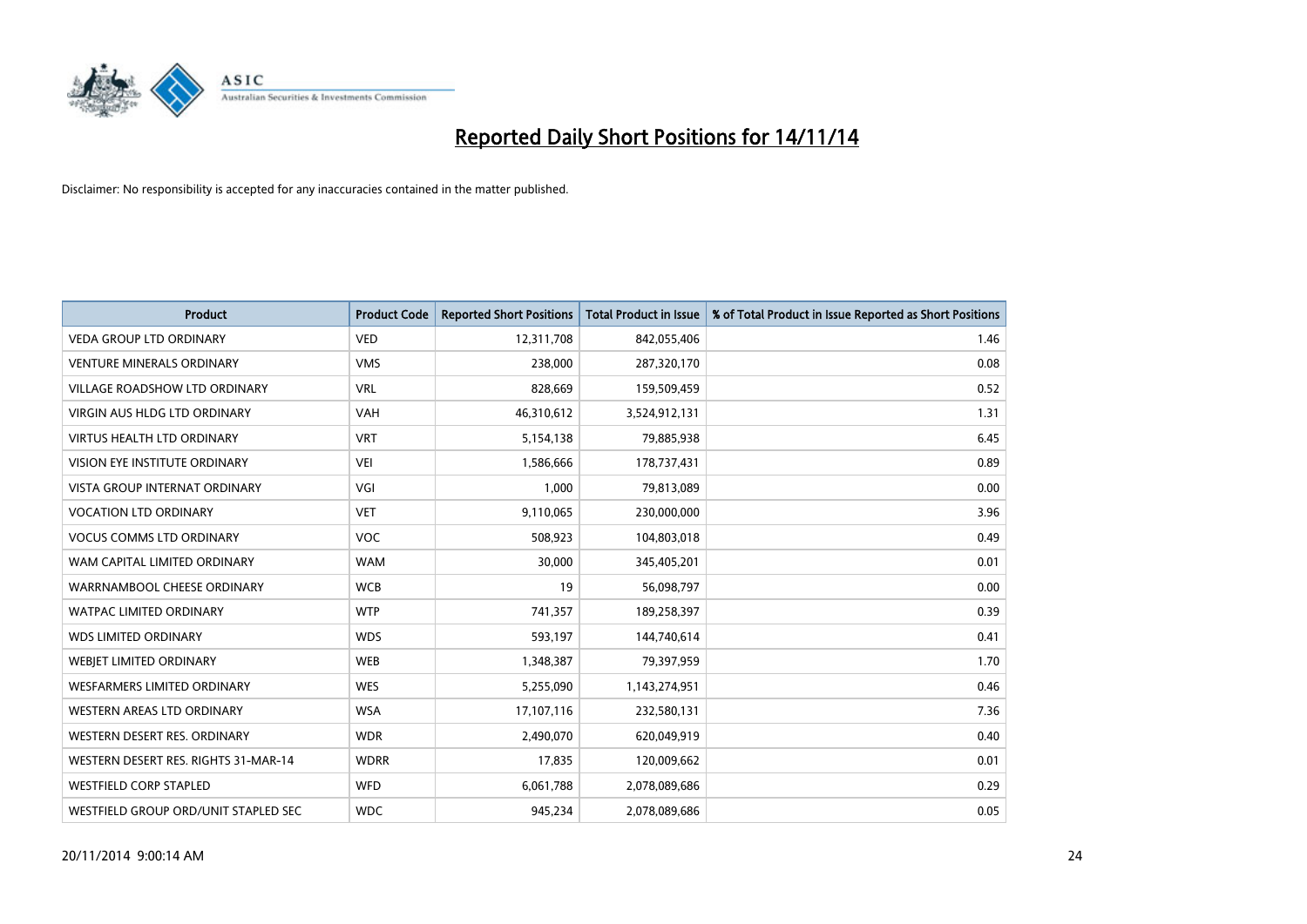# Reported Daily Short Positions for 14/11/14

Disclaimer: No responsibility is accepted for any inaccuracies contained in the matter published.

| Product | Product Code | Reported Short Positions | Total Product in Issue | % of Total Product in Issue Reported as Short Positions |
|---|---|---|---|---|
| VEDA GROUP LTD ORDINARY | VED | 12,311,708 | 842,055,406 | 1.46 |
| VENTURE MINERALS ORDINARY | VMS | 238,000 | 287,320,170 | 0.08 |
| VILLAGE ROADSHOW LTD ORDINARY | VRL | 828,669 | 159,509,459 | 0.52 |
| VIRGIN AUS HLDG LTD ORDINARY | VAH | 46,310,612 | 3,524,912,131 | 1.31 |
| VIRTUS HEALTH LTD ORDINARY | VRT | 5,154,138 | 79,885,938 | 6.45 |
| VISION EYE INSTITUTE ORDINARY | VEI | 1,586,666 | 178,737,431 | 0.89 |
| VISTA GROUP INTERNAT ORDINARY | VGI | 1,000 | 79,813,089 | 0.00 |
| VOCATION LTD ORDINARY | VET | 9,110,065 | 230,000,000 | 3.96 |
| VOCUS COMMS LTD ORDINARY | VOC | 508,923 | 104,803,018 | 0.49 |
| WAM CAPITAL LIMITED ORDINARY | WAM | 30,000 | 345,405,201 | 0.01 |
| WARRNAMBOOL CHEESE ORDINARY | WCB | 19 | 56,098,797 | 0.00 |
| WATPAC LIMITED ORDINARY | WTP | 741,357 | 189,258,397 | 0.39 |
| WDS LIMITED ORDINARY | WDS | 593,197 | 144,740,614 | 0.41 |
| WEBJET LIMITED ORDINARY | WEB | 1,348,387 | 79,397,959 | 1.70 |
| WESFARMERS LIMITED ORDINARY | WES | 5,255,090 | 1,143,274,951 | 0.46 |
| WESTERN AREAS LTD ORDINARY | WSA | 17,107,116 | 232,580,131 | 7.36 |
| WESTERN DESERT RES. ORDINARY | WDR | 2,490,070 | 620,049,919 | 0.40 |
| WESTERN DESERT RES. RIGHTS 31-MAR-14 | WDRR | 17,835 | 120,009,662 | 0.01 |
| WESTFIELD CORP STAPLED | WFD | 6,061,788 | 2,078,089,686 | 0.29 |
| WESTFIELD GROUP ORD/UNIT STAPLED SEC | WDC | 945,234 | 2,078,089,686 | 0.05 |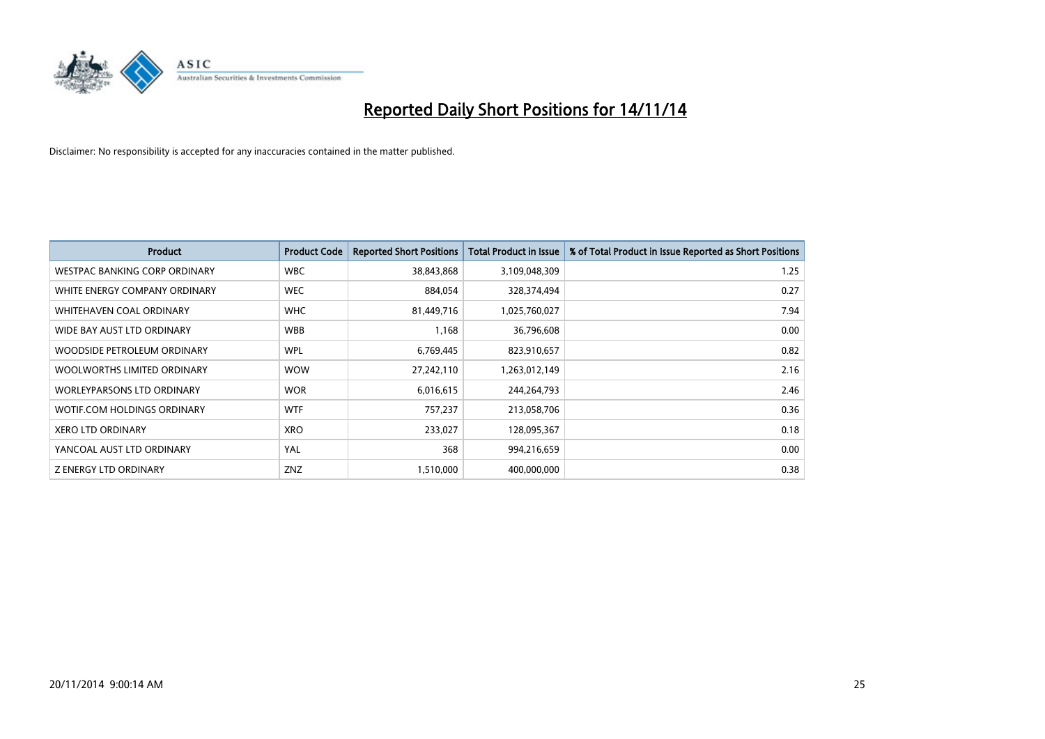# Reported Daily Short Positions for 14/11/14

Disclaimer: No responsibility is accepted for any inaccuracies contained in the matter published.

| Product | Product Code | Reported Short Positions | Total Product in Issue | % of Total Product in Issue Reported as Short Positions |
|---|---|---|---|---|
| WESTPAC BANKING CORP ORDINARY | WBC | 38,843,868 | 3,109,048,309 | 1.25 |
| WHITE ENERGY COMPANY ORDINARY | WEC | 884,054 | 328,374,494 | 0.27 |
| WHITEHAVEN COAL ORDINARY | WHC | 81,449,716 | 1,025,760,027 | 7.94 |
| WIDE BAY AUST LTD ORDINARY | WBB | 1,168 | 36,796,608 | 0.00 |
| WOODSIDE PETROLEUM ORDINARY | WPL | 6,769,445 | 823,910,657 | 0.82 |
| WOOLWORTHS LIMITED ORDINARY | WOW | 27,242,110 | 1,263,012,149 | 2.16 |
| WORLEYPARSONS LTD ORDINARY | WOR | 6,016,615 | 244,264,793 | 2.46 |
| WOTIF.COM HOLDINGS ORDINARY | WTF | 757,237 | 213,058,706 | 0.36 |
| XERO LTD ORDINARY | XRO | 233,027 | 128,095,367 | 0.18 |
| YANCOAL AUST LTD ORDINARY | YAL | 368 | 994,216,659 | 0.00 |
| Z ENERGY LTD ORDINARY | ZNZ | 1,510,000 | 400,000,000 | 0.38 |

20/11/2014 9:00:14 AM